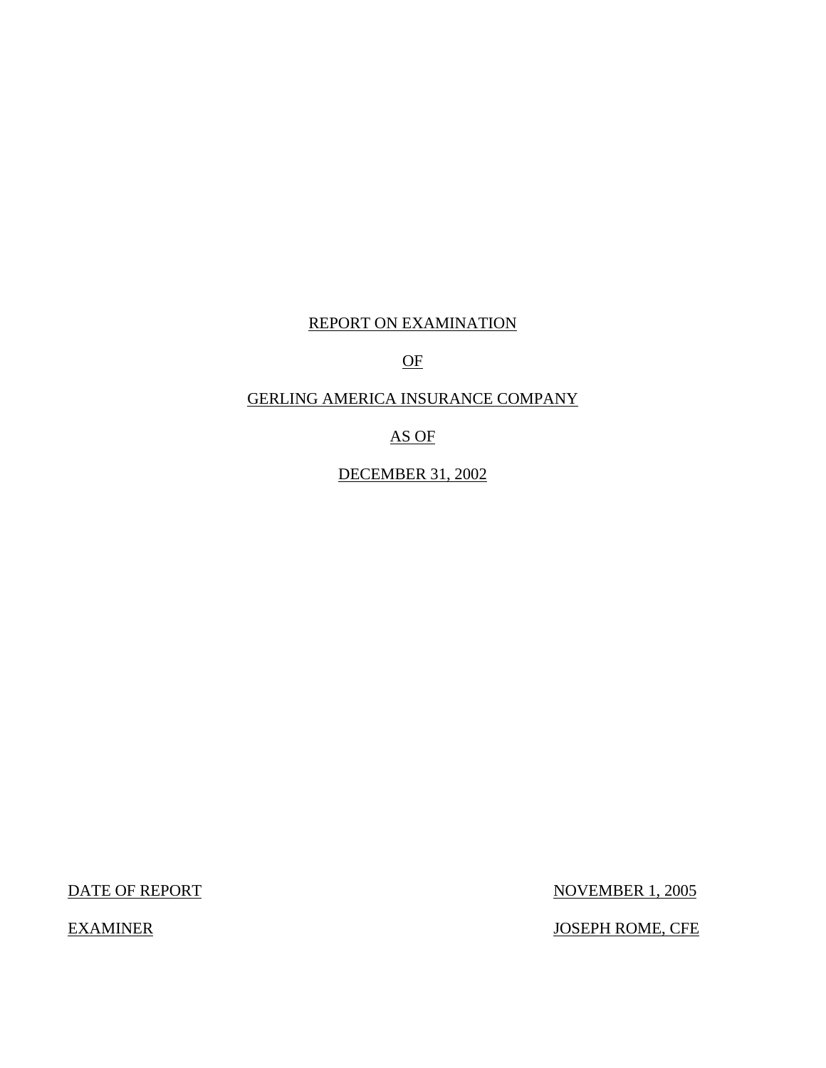# REPORT ON EXAMINATION

# OF

# GERLING AMERICA INSURANCE COMPANY

# AS OF

# DECEMBER 31, 2002

DATE OF REPORT NOVEMBER 1, 2005

EXAMINER JOSEPH ROME, CFE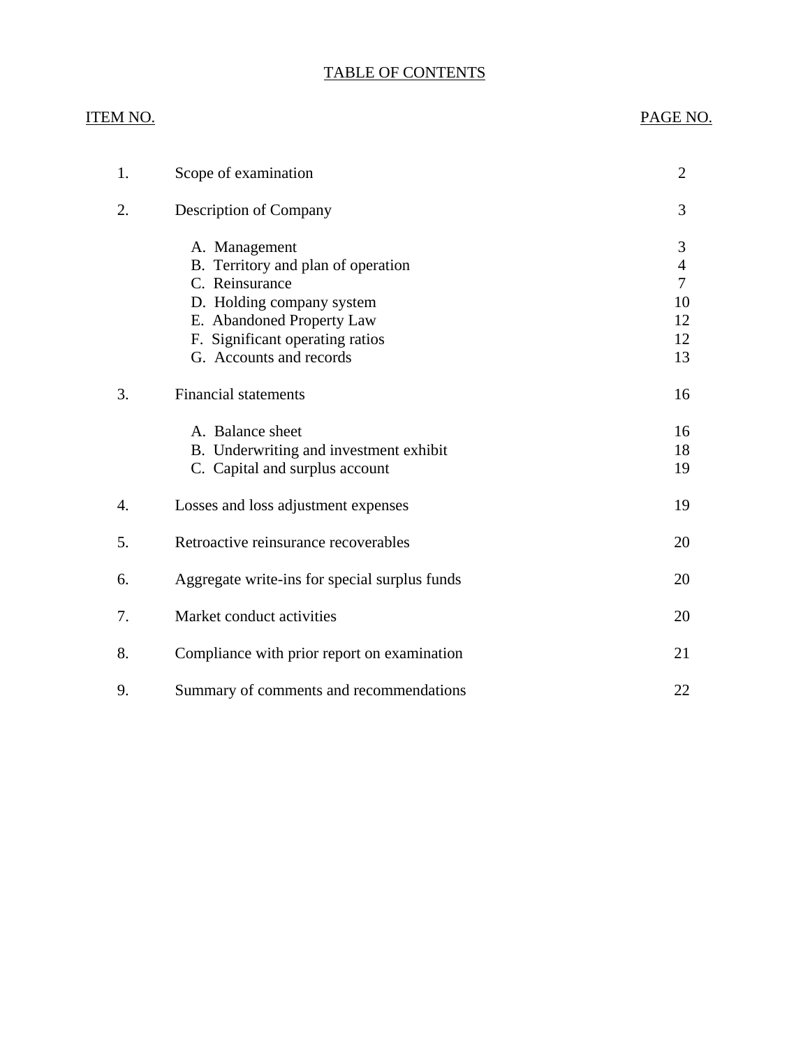# TABLE OF CONTENTS

| ITEM NO. | | PAGE NO. |
|---|---|---|
| 1. | Scope of examination | 2 |
| 2. | Description of Company | 3 |
| | A. Management | 3 |
| | B. Territory and plan of operation | 4 |
| | C. Reinsurance | 7 |
| | D. Holding company system | 10 |
| | E. Abandoned Property Law | 12 |
| | F. Significant operating ratios | 12 |
| | G. Accounts and records | 13 |
| 3. | Financial statements | 16 |
| | A. Balance sheet | 16 |
| | B. Underwriting and investment exhibit | 18 |
| | C. Capital and surplus account | 19 |
| 4. | Losses and loss adjustment expenses | 19 |
| 5. | Retroactive reinsurance recoverables | 20 |
| 6. | Aggregate write-ins for special surplus funds | 20 |
| 7. | Market conduct activities | 20 |
| 8. | Compliance with prior report on examination | 21 |
| 9. | Summary of comments and recommendations | 22 |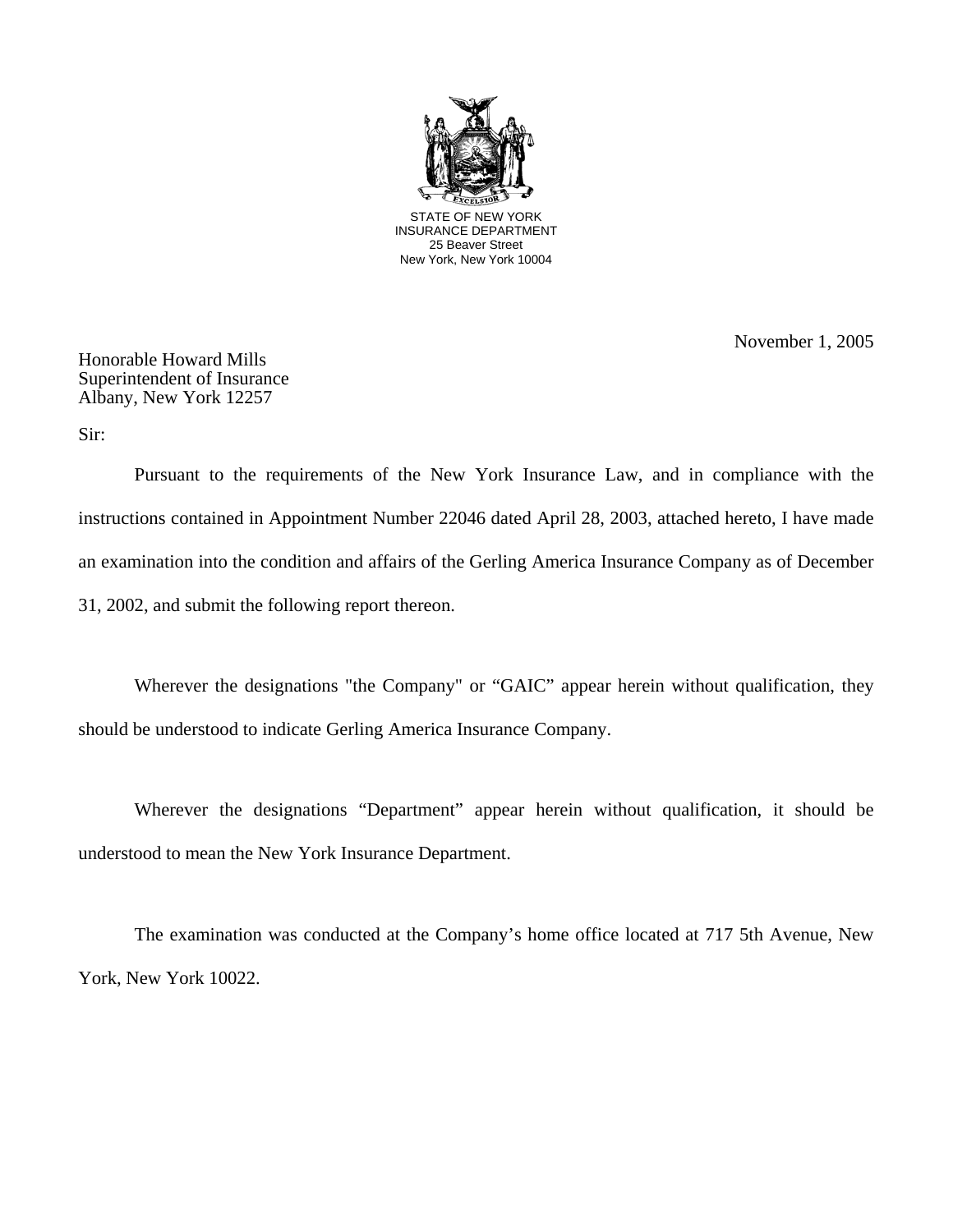STATE OF NEW YORK
INSURANCE DEPARTMENT
25 Beaver Street
New York, New York 10004

November 1, 2005

Honorable Howard Mills
Superintendent of Insurance
Albany, New York 12257

Sir:

Pursuant to the requirements of the New York Insurance Law, and in compliance with the instructions contained in Appointment Number 22046 dated April 28, 2003, attached hereto, I have made an examination into the condition and affairs of the Gerling America Insurance Company as of December 31, 2002, and submit the following report thereon.

Wherever the designations "the Company" or "GAIC" appear herein without qualification, they should be understood to indicate Gerling America Insurance Company.

Wherever the designations "Department" appear herein without qualification, it should be understood to mean the New York Insurance Department.

The examination was conducted at the Company's home office located at 717 5th Avenue, New York, New York 10022.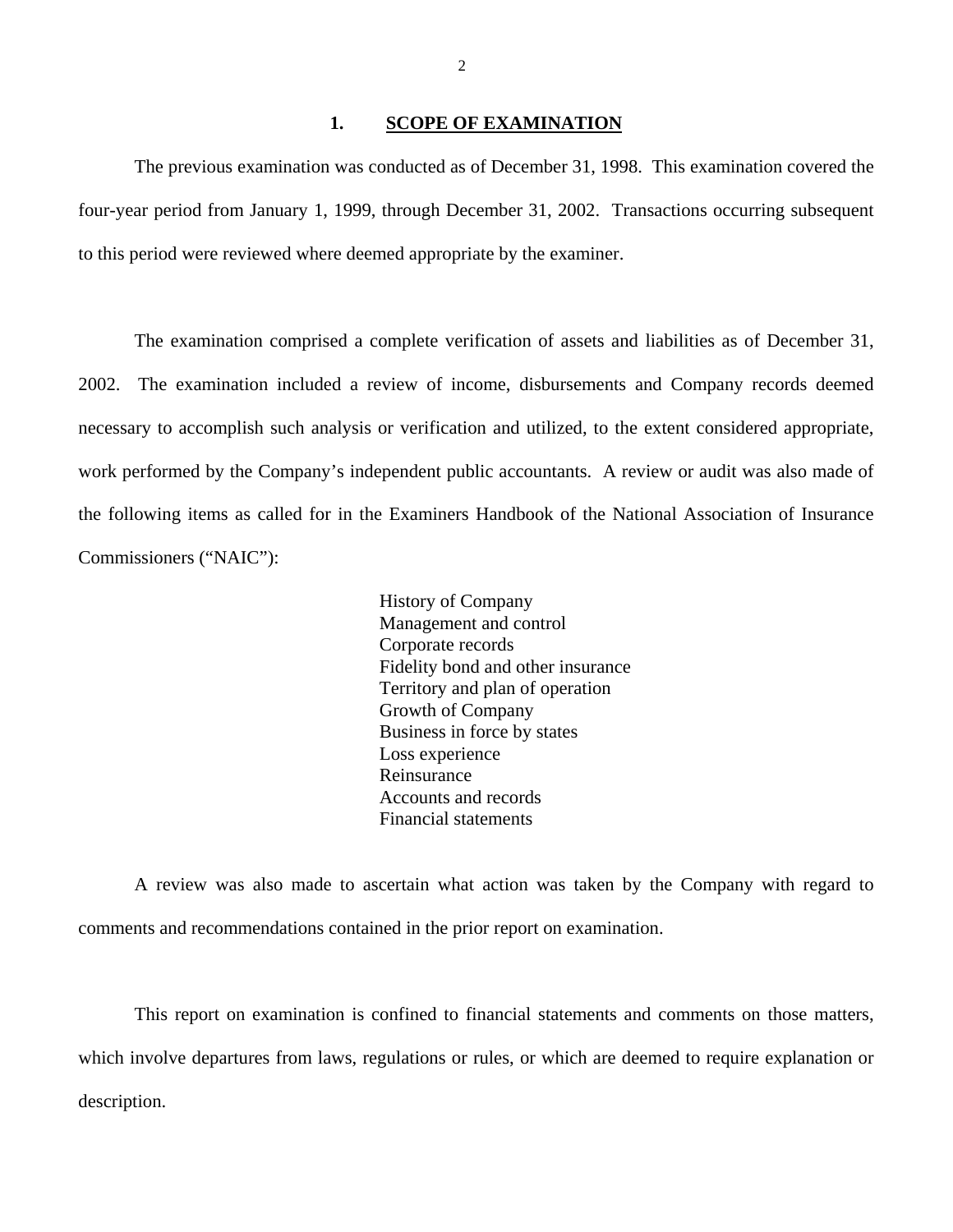## 1. SCOPE OF EXAMINATION

The previous examination was conducted as of December 31, 1998. This examination covered the four-year period from January 1, 1999, through December 31, 2002. Transactions occurring subsequent to this period were reviewed where deemed appropriate by the examiner.

The examination comprised a complete verification of assets and liabilities as of December 31, 2002. The examination included a review of income, disbursements and Company records deemed necessary to accomplish such analysis or verification and utilized, to the extent considered appropriate, work performed by the Company's independent public accountants. A review or audit was also made of the following items as called for in the Examiners Handbook of the National Association of Insurance Commissioners ("NAIC"):

- History of Company
- Management and control
- Corporate records
- Fidelity bond and other insurance
- Territory and plan of operation
- Growth of Company
- Business in force by states
- Loss experience
- Reinsurance
- Accounts and records
- Financial statements

A review was also made to ascertain what action was taken by the Company with regard to comments and recommendations contained in the prior report on examination.

This report on examination is confined to financial statements and comments on those matters, which involve departures from laws, regulations or rules, or which are deemed to require explanation or description.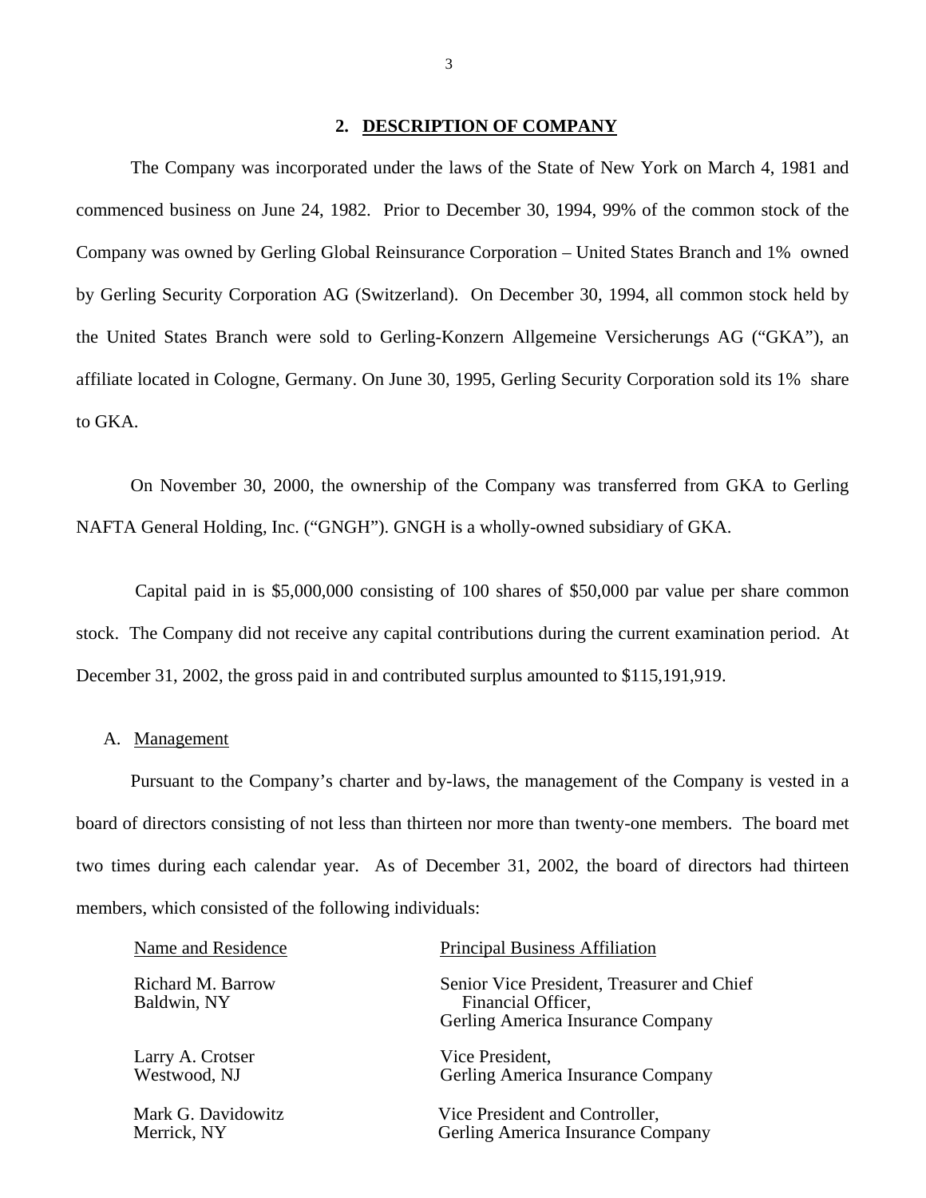## 2. DESCRIPTION OF COMPANY

The Company was incorporated under the laws of the State of New York on March 4, 1981 and commenced business on June 24, 1982. Prior to December 30, 1994, 99% of the common stock of the Company was owned by Gerling Global Reinsurance Corporation – United States Branch and 1% owned by Gerling Security Corporation AG (Switzerland). On December 30, 1994, all common stock held by the United States Branch were sold to Gerling-Konzern Allgemeine Versicherungs AG ("GKA"), an affiliate located in Cologne, Germany. On June 30, 1995, Gerling Security Corporation sold its 1% share to GKA.

On November 30, 2000, the ownership of the Company was transferred from GKA to Gerling NAFTA General Holding, Inc. ("GNGH"). GNGH is a wholly-owned subsidiary of GKA.

Capital paid in is $5,000,000 consisting of 100 shares of $50,000 par value per share common stock. The Company did not receive any capital contributions during the current examination period. At December 31, 2002, the gross paid in and contributed surplus amounted to $115,191,919.

### A. Management

Pursuant to the Company's charter and by-laws, the management of the Company is vested in a board of directors consisting of not less than thirteen nor more than twenty-one members. The board met two times during each calendar year. As of December 31, 2002, the board of directors had thirteen members, which consisted of the following individuals:

| Name and Residence | Principal Business Affiliation |
|---|---|
| Richard M. Barrow<br>Baldwin, NY | Senior Vice President, Treasurer and Chief Financial Officer,<br>Gerling America Insurance Company |
| Larry A. Crotser<br>Westwood, NJ | Vice President,<br>Gerling America Insurance Company |
| Mark G. Davidowitz<br>Merrick, NY | Vice President and Controller,<br>Gerling America Insurance Company |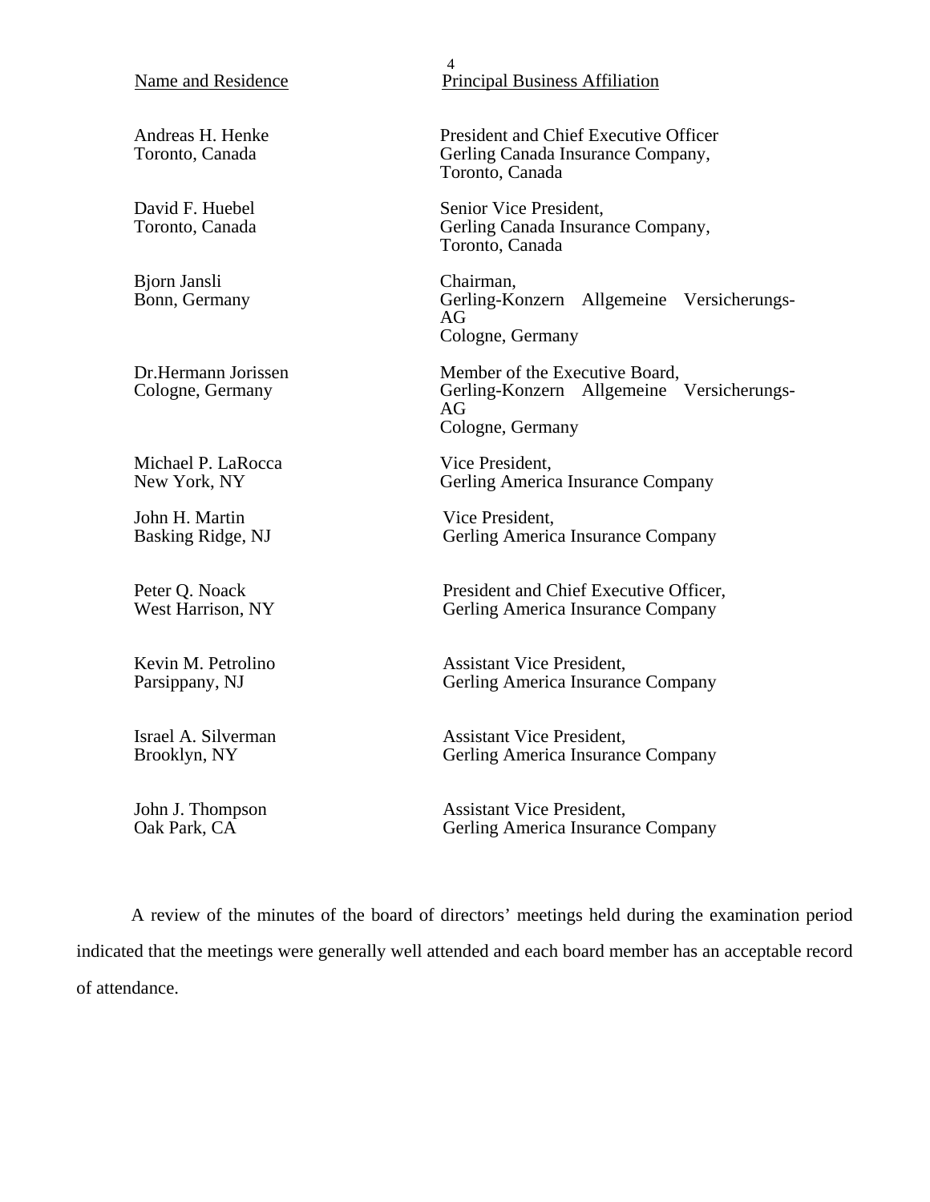| Name and Residence | Principal Business Affiliation |
|---|---|
| Andreas H. Henke<br>Toronto, Canada | President and Chief Executive Officer<br>Gerling Canada Insurance Company,<br>Toronto, Canada |
| David F. Huebel<br>Toronto, Canada | Senior Vice President,<br>Gerling Canada Insurance Company,<br>Toronto, Canada |
| Bjorn Jansli<br>Bonn, Germany | Chairman,<br>Gerling-Konzern Allgemeine Versicherungs-AG<br>Cologne, Germany |
| Dr.Hermann Jorissen<br>Cologne, Germany | Member of the Executive Board,<br>Gerling-Konzern Allgemeine Versicherungs-AG<br>Cologne, Germany |
| Michael P. LaRocca<br>New York, NY | Vice President,<br>Gerling America Insurance Company |
| John H. Martin<br>Basking Ridge, NJ | Vice President,<br>Gerling America Insurance Company |
| Peter Q. Noack<br>West Harrison, NY | President and Chief Executive Officer,<br>Gerling America Insurance Company |
| Kevin M. Petrolino<br>Parsippany, NJ | Assistant Vice President,<br>Gerling America Insurance Company |
| Israel A. Silverman<br>Brooklyn, NY | Assistant Vice President,<br>Gerling America Insurance Company |
| John J. Thompson<br>Oak Park, CA | Assistant Vice President,<br>Gerling America Insurance Company |

A review of the minutes of the board of directors' meetings held during the examination period indicated that the meetings were generally well attended and each board member has an acceptable record of attendance.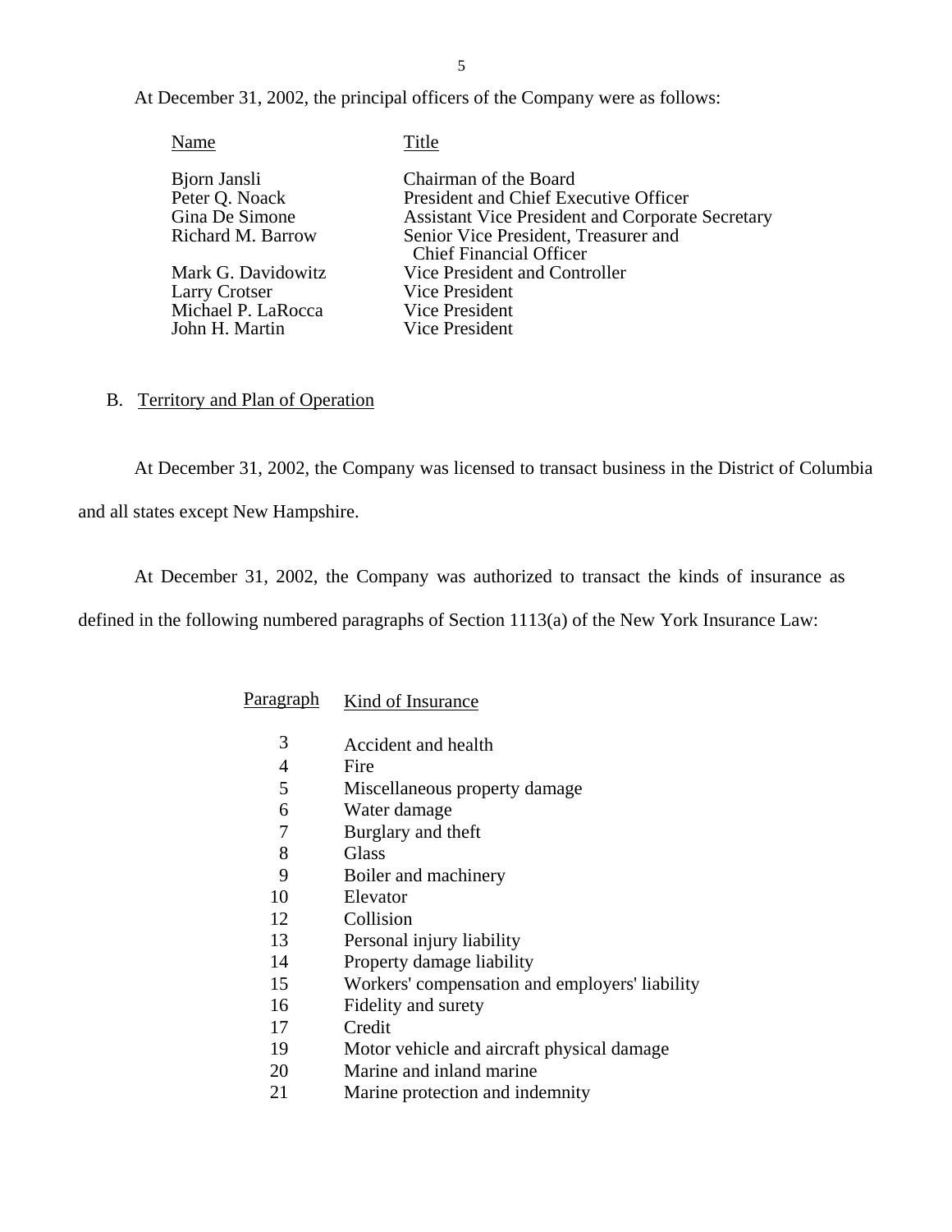At December 31, 2002, the principal officers of the Company were as follows:

| Name | Title |
|---|---|
| Bjorn Jansli | Chairman of the Board |
| Peter Q. Noack | President and Chief Executive Officer |
| Gina De Simone | Assistant Vice President and Corporate Secretary |
| Richard M. Barrow | Senior Vice President, Treasurer and Chief Financial Officer |
| Mark G. Davidowitz | Vice President and Controller |
| Larry Crotser | Vice President |
| Michael P. LaRocca | Vice President |
| John H. Martin | Vice President |

## B. Territory and Plan of Operation

At December 31, 2002, the Company was licensed to transact business in the District of Columbia and all states except New Hampshire.

At December 31, 2002, the Company was authorized to transact the kinds of insurance as defined in the following numbered paragraphs of Section 1113(a) of the New York Insurance Law:

| Paragraph | Kind of Insurance |
|---|---|
| 3 | Accident and health |
| 4 | Fire |
| 5 | Miscellaneous property damage |
| 6 | Water damage |
| 7 | Burglary and theft |
| 8 | Glass |
| 9 | Boiler and machinery |
| 10 | Elevator |
| 12 | Collision |
| 13 | Personal injury liability |
| 14 | Property damage liability |
| 15 | Workers' compensation and employers' liability |
| 16 | Fidelity and surety |
| 17 | Credit |
| 19 | Motor vehicle and aircraft physical damage |
| 20 | Marine and inland marine |
| 21 | Marine protection and indemnity |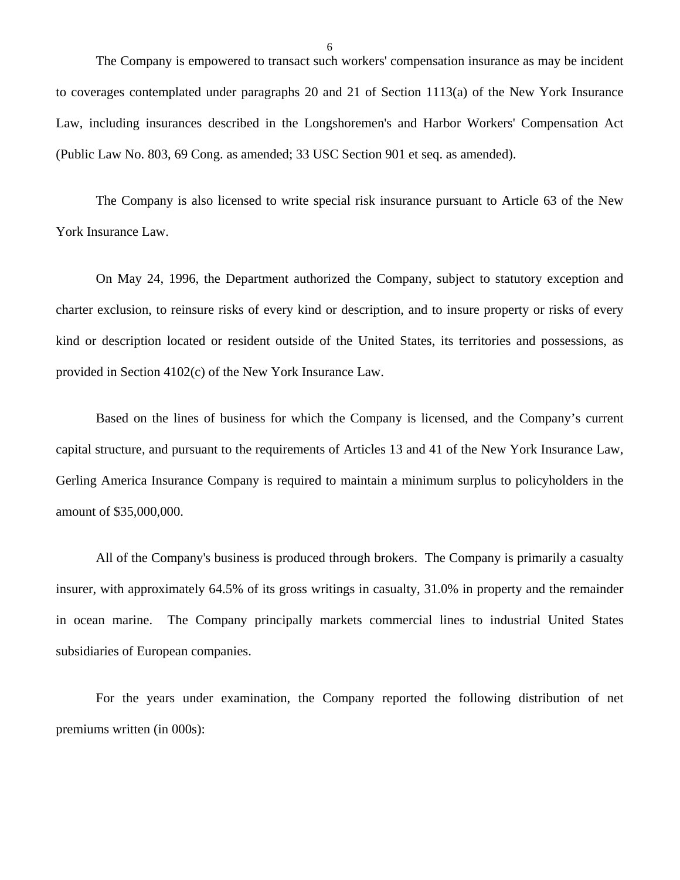The Company is empowered to transact such workers' compensation insurance as may be incident to coverages contemplated under paragraphs 20 and 21 of Section 1113(a) of the New York Insurance Law, including insurances described in the Longshoremen's and Harbor Workers' Compensation Act (Public Law No. 803, 69 Cong. as amended; 33 USC Section 901 et seq. as amended).

The Company is also licensed to write special risk insurance pursuant to Article 63 of the New York Insurance Law.

On May 24, 1996, the Department authorized the Company, subject to statutory exception and charter exclusion, to reinsure risks of every kind or description, and to insure property or risks of every kind or description located or resident outside of the United States, its territories and possessions, as provided in Section 4102(c) of the New York Insurance Law.

Based on the lines of business for which the Company is licensed, and the Company's current capital structure, and pursuant to the requirements of Articles 13 and 41 of the New York Insurance Law, Gerling America Insurance Company is required to maintain a minimum surplus to policyholders in the amount of $35,000,000.

All of the Company's business is produced through brokers. The Company is primarily a casualty insurer, with approximately 64.5% of its gross writings in casualty, 31.0% in property and the remainder in ocean marine. The Company principally markets commercial lines to industrial United States subsidiaries of European companies.

For the years under examination, the Company reported the following distribution of net premiums written (in 000s):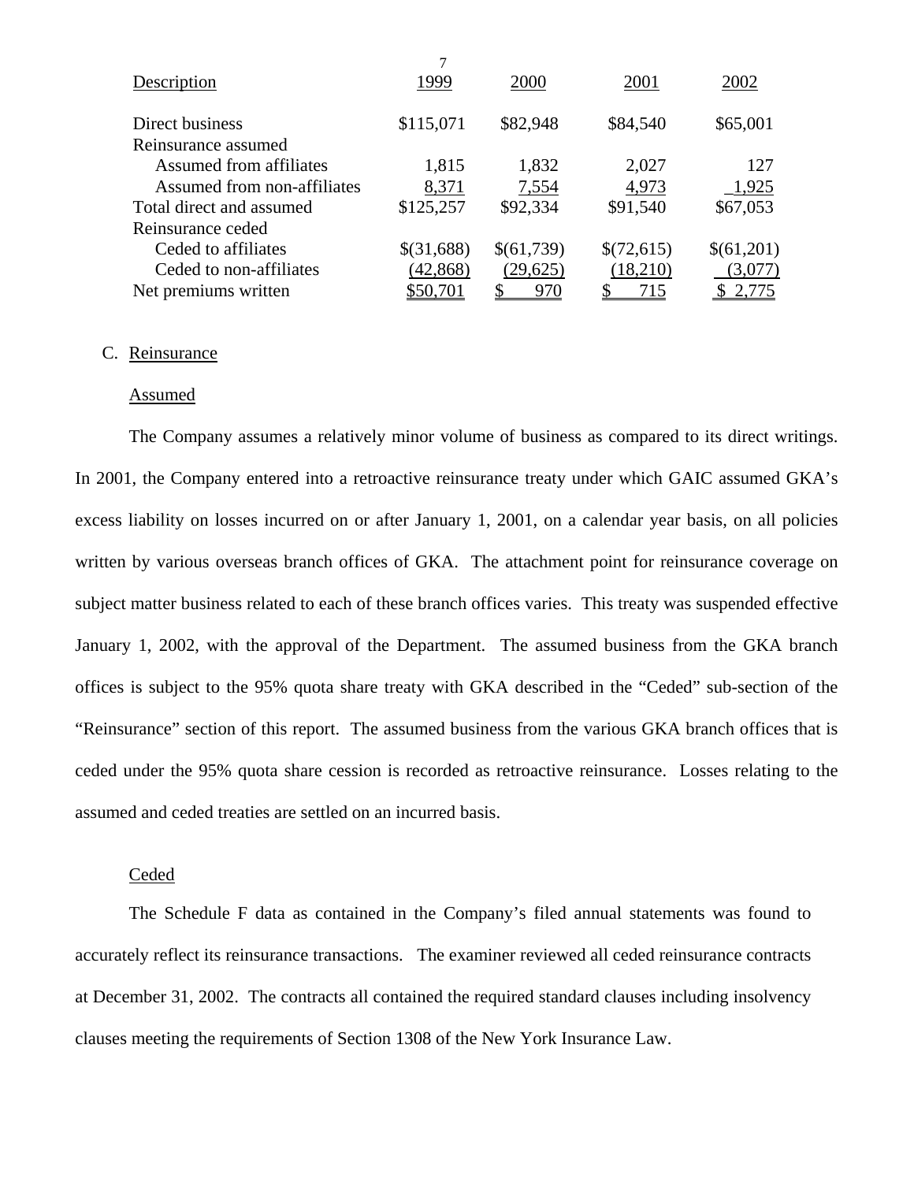| Description | 1999 | 2000 | 2001 | 2002 |
|---|---|---|---|---|
| Direct business | $115,071 | $82,948 | $84,540 | $65,001 |
| Reinsurance assumed | | | | |
| Assumed from affiliates | 1,815 | 1,832 | 2,027 | 127 |
| Assumed from non-affiliates | 8,371 | 7,554 | 4,973 | 1,925 |
| Total direct and assumed | $125,257 | $92,334 | $91,540 | $67,053 |
| Reinsurance ceded | | | | |
| Ceded to affiliates | $(31,688) | $(61,739) | $(72,615) | $(61,201) |
| Ceded to non-affiliates | (42,868) | (29,625) | (18,210) | (3,077) |
| Net premiums written | $50,701 | $ 970 | $ 715 | $ 2,775 |

C. Reinsurance

Assumed

The Company assumes a relatively minor volume of business as compared to its direct writings. In 2001, the Company entered into a retroactive reinsurance treaty under which GAIC assumed GKA's excess liability on losses incurred on or after January 1, 2001, on a calendar year basis, on all policies written by various overseas branch offices of GKA. The attachment point for reinsurance coverage on subject matter business related to each of these branch offices varies. This treaty was suspended effective January 1, 2002, with the approval of the Department. The assumed business from the GKA branch offices is subject to the 95% quota share treaty with GKA described in the "Ceded" sub-section of the "Reinsurance" section of this report. The assumed business from the various GKA branch offices that is ceded under the 95% quota share cession is recorded as retroactive reinsurance. Losses relating to the assumed and ceded treaties are settled on an incurred basis.

Ceded

The Schedule F data as contained in the Company's filed annual statements was found to accurately reflect its reinsurance transactions. The examiner reviewed all ceded reinsurance contracts at December 31, 2002. The contracts all contained the required standard clauses including insolvency clauses meeting the requirements of Section 1308 of the New York Insurance Law.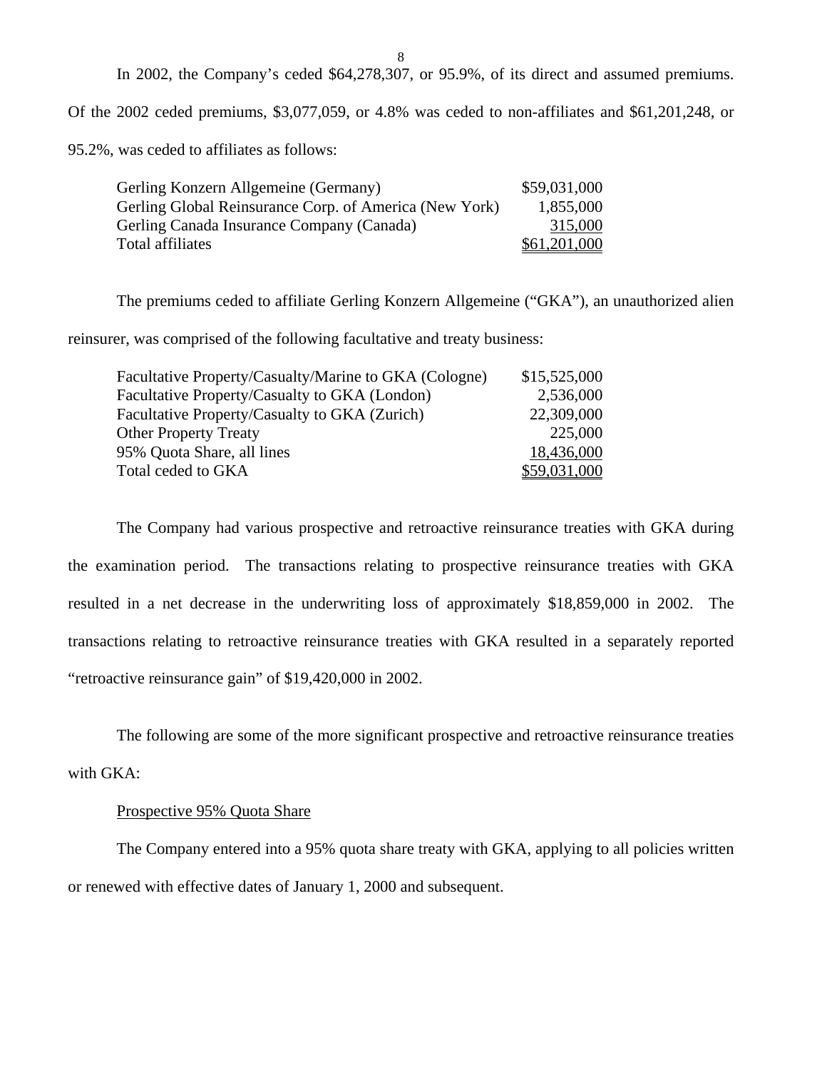In 2002, the Company's ceded $64,278,307, or 95.9%, of its direct and assumed premiums. Of the 2002 ceded premiums, $3,077,059, or 4.8% was ceded to non-affiliates and $61,201,248, or 95.2%, was ceded to affiliates as follows:

| | |
|---|---|
| Gerling Konzern Allgemeine (Germany) | $59,031,000 |
| Gerling Global Reinsurance Corp. of America (New York) | 1,855,000 |
| Gerling Canada Insurance Company (Canada) | 315,000 |
| Total affiliates | $61,201,000 |

The premiums ceded to affiliate Gerling Konzern Allgemeine ("GKA"), an unauthorized alien reinsurer, was comprised of the following facultative and treaty business:

| | |
|---|---|
| Facultative Property/Casualty/Marine to GKA (Cologne) | $15,525,000 |
| Facultative Property/Casualty to GKA (London) | 2,536,000 |
| Facultative Property/Casualty to GKA (Zurich) | 22,309,000 |
| Other Property Treaty | 225,000 |
| 95% Quota Share, all lines | 18,436,000 |
| Total ceded to GKA | $59,031,000 |

The Company had various prospective and retroactive reinsurance treaties with GKA during the examination period. The transactions relating to prospective reinsurance treaties with GKA resulted in a net decrease in the underwriting loss of approximately $18,859,000 in 2002. The transactions relating to retroactive reinsurance treaties with GKA resulted in a separately reported "retroactive reinsurance gain" of $19,420,000 in 2002.

The following are some of the more significant prospective and retroactive reinsurance treaties with GKA:

Prospective 95% Quota Share

The Company entered into a 95% quota share treaty with GKA, applying to all policies written or renewed with effective dates of January 1, 2000 and subsequent.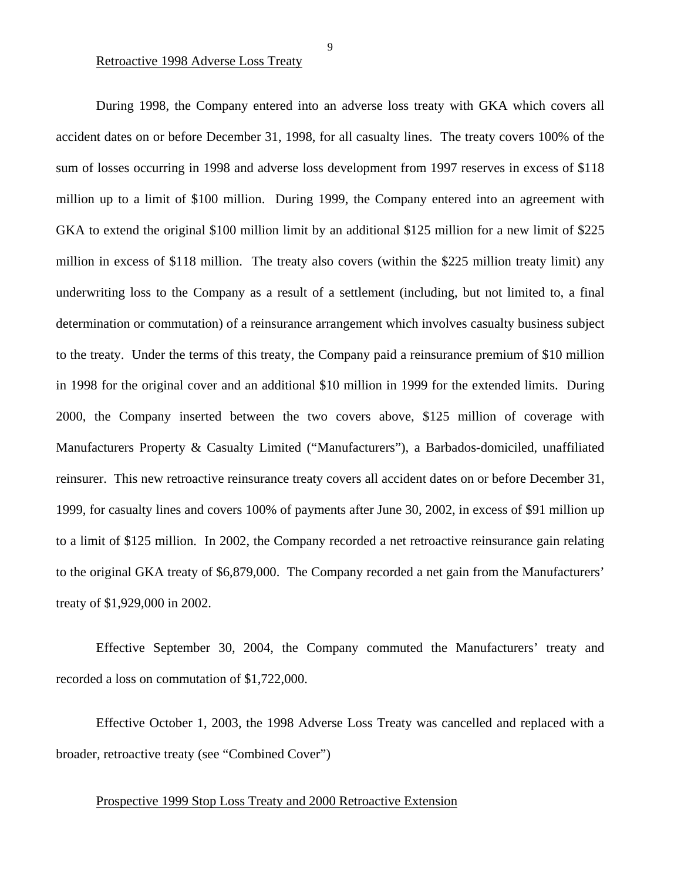Retroactive 1998 Adverse Loss Treaty

During 1998, the Company entered into an adverse loss treaty with GKA which covers all accident dates on or before December 31, 1998, for all casualty lines. The treaty covers 100% of the sum of losses occurring in 1998 and adverse loss development from 1997 reserves in excess of $118 million up to a limit of $100 million. During 1999, the Company entered into an agreement with GKA to extend the original $100 million limit by an additional $125 million for a new limit of $225 million in excess of $118 million. The treaty also covers (within the $225 million treaty limit) any underwriting loss to the Company as a result of a settlement (including, but not limited to, a final determination or commutation) of a reinsurance arrangement which involves casualty business subject to the treaty. Under the terms of this treaty, the Company paid a reinsurance premium of $10 million in 1998 for the original cover and an additional $10 million in 1999 for the extended limits. During 2000, the Company inserted between the two covers above, $125 million of coverage with Manufacturers Property & Casualty Limited ("Manufacturers"), a Barbados-domiciled, unaffiliated reinsurer. This new retroactive reinsurance treaty covers all accident dates on or before December 31, 1999, for casualty lines and covers 100% of payments after June 30, 2002, in excess of $91 million up to a limit of $125 million. In 2002, the Company recorded a net retroactive reinsurance gain relating to the original GKA treaty of $6,879,000. The Company recorded a net gain from the Manufacturers' treaty of $1,929,000 in 2002.

Effective September 30, 2004, the Company commuted the Manufacturers' treaty and recorded a loss on commutation of $1,722,000.

Effective October 1, 2003, the 1998 Adverse Loss Treaty was cancelled and replaced with a broader, retroactive treaty (see "Combined Cover")

Prospective 1999 Stop Loss Treaty and 2000 Retroactive Extension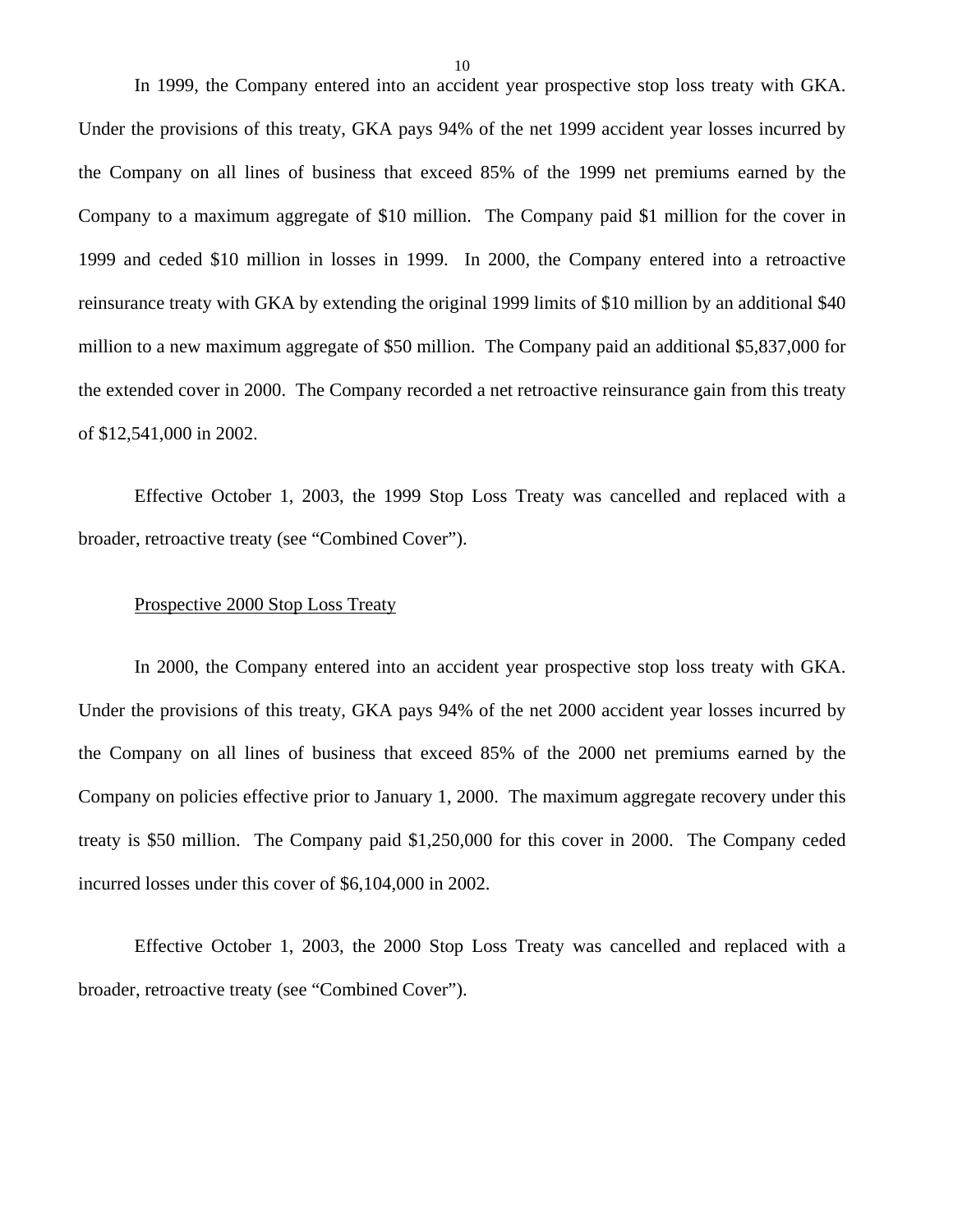In 1999, the Company entered into an accident year prospective stop loss treaty with GKA. Under the provisions of this treaty, GKA pays 94% of the net 1999 accident year losses incurred by the Company on all lines of business that exceed 85% of the 1999 net premiums earned by the Company to a maximum aggregate of $10 million. The Company paid $1 million for the cover in 1999 and ceded $10 million in losses in 1999. In 2000, the Company entered into a retroactive reinsurance treaty with GKA by extending the original 1999 limits of $10 million by an additional $40 million to a new maximum aggregate of $50 million. The Company paid an additional $5,837,000 for the extended cover in 2000. The Company recorded a net retroactive reinsurance gain from this treaty of $12,541,000 in 2002.

Effective October 1, 2003, the 1999 Stop Loss Treaty was cancelled and replaced with a broader, retroactive treaty (see "Combined Cover").

<u>Prospective 2000 Stop Loss Treaty</u>

In 2000, the Company entered into an accident year prospective stop loss treaty with GKA. Under the provisions of this treaty, GKA pays 94% of the net 2000 accident year losses incurred by the Company on all lines of business that exceed 85% of the 2000 net premiums earned by the Company on policies effective prior to January 1, 2000. The maximum aggregate recovery under this treaty is $50 million. The Company paid $1,250,000 for this cover in 2000. The Company ceded incurred losses under this cover of $6,104,000 in 2002.

Effective October 1, 2003, the 2000 Stop Loss Treaty was cancelled and replaced with a broader, retroactive treaty (see "Combined Cover").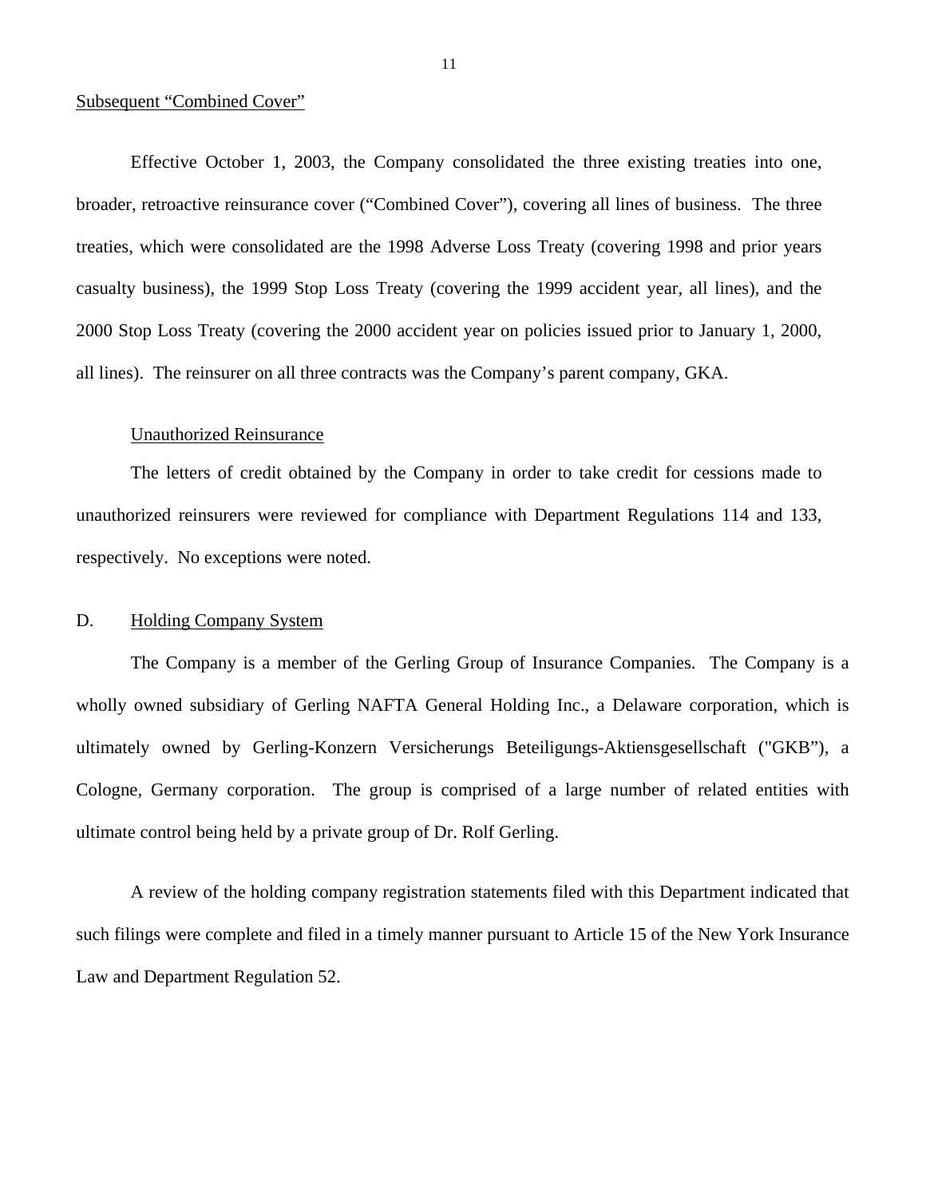Subsequent "Combined Cover"

Effective October 1, 2003, the Company consolidated the three existing treaties into one, broader, retroactive reinsurance cover ("Combined Cover"), covering all lines of business. The three treaties, which were consolidated are the 1998 Adverse Loss Treaty (covering 1998 and prior years casualty business), the 1999 Stop Loss Treaty (covering the 1999 accident year, all lines), and the 2000 Stop Loss Treaty (covering the 2000 accident year on policies issued prior to January 1, 2000, all lines). The reinsurer on all three contracts was the Company's parent company, GKA.

Unauthorized Reinsurance

The letters of credit obtained by the Company in order to take credit for cessions made to unauthorized reinsurers were reviewed for compliance with Department Regulations 114 and 133, respectively. No exceptions were noted.

## D. Holding Company System

The Company is a member of the Gerling Group of Insurance Companies. The Company is a wholly owned subsidiary of Gerling NAFTA General Holding Inc., a Delaware corporation, which is ultimately owned by Gerling-Konzern Versicherungs Beteiligungs-Aktiensgesellschaft ("GKB"), a Cologne, Germany corporation. The group is comprised of a large number of related entities with ultimate control being held by a private group of Dr. Rolf Gerling.

A review of the holding company registration statements filed with this Department indicated that such filings were complete and filed in a timely manner pursuant to Article 15 of the New York Insurance Law and Department Regulation 52.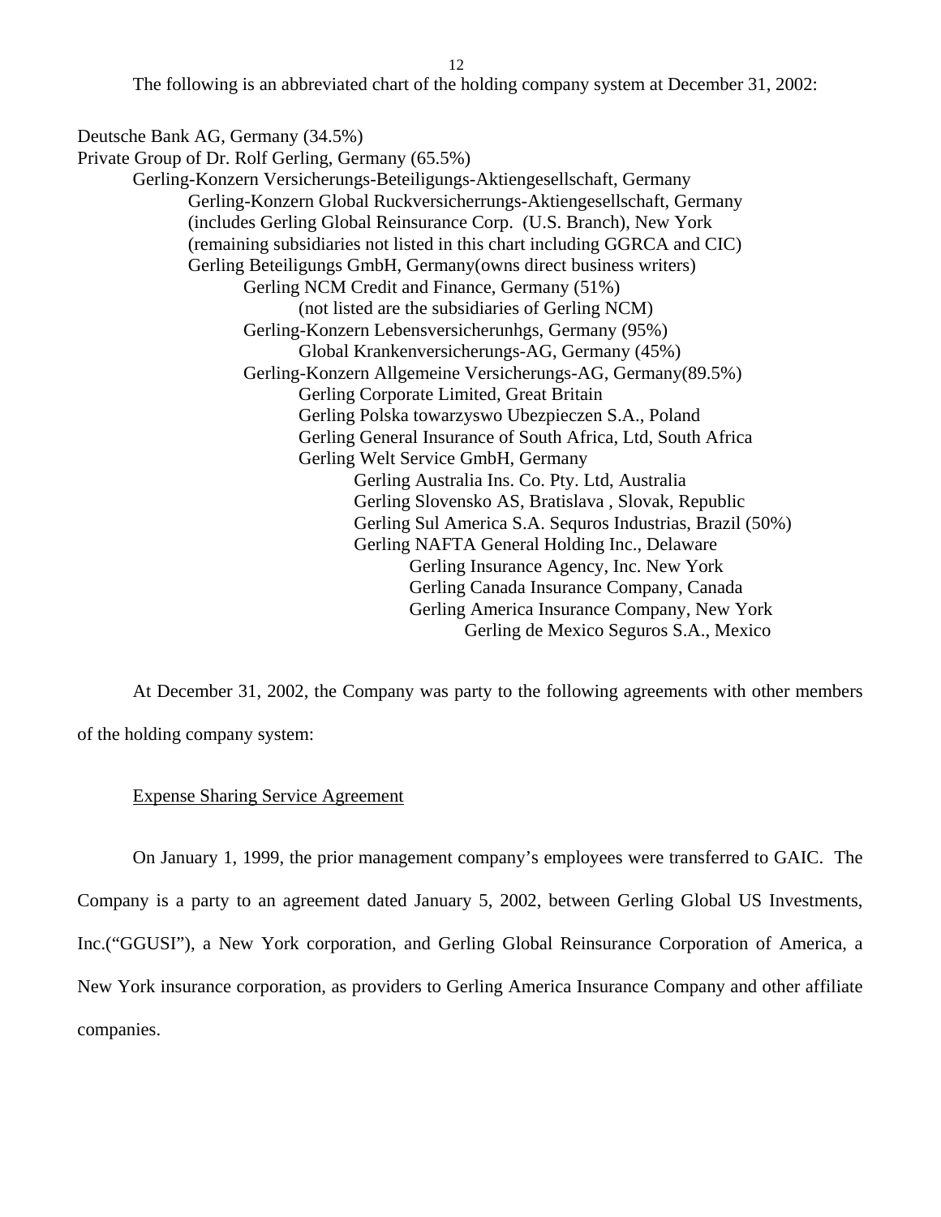The following is an abbreviated chart of the holding company system at December 31, 2002:

Deutsche Bank AG, Germany (34.5%)
Private Group of Dr. Rolf Gerling, Germany (65.5%)

- Gerling-Konzern Versicherungs-Beteiligungs-Aktiengesellschaft, Germany
  - Gerling-Konzern Global Ruckversicherrungs-Aktiengesellschaft, Germany (includes Gerling Global Reinsurance Corp. (U.S. Branch), New York (remaining subsidiaries not listed in this chart including GGRCA and CIC)
  - Gerling Beteiligungs GmbH, Germany(owns direct business writers)
    - Gerling NCM Credit and Finance, Germany (51%)
      - (not listed are the subsidiaries of Gerling NCM)
    - Gerling-Konzern Lebensversicherunhgs, Germany (95%)
      - Global Krankenversicherungs-AG, Germany (45%)
    - Gerling-Konzern Allgemeine Versicherungs-AG, Germany(89.5%)
      - Gerling Corporate Limited, Great Britain
      - Gerling Polska towarzyswo Ubezpieczen S.A., Poland
      - Gerling General Insurance of South Africa, Ltd, South Africa
      - Gerling Welt Service GmbH, Germany
        - Gerling Australia Ins. Co. Pty. Ltd, Australia
        - Gerling Slovensko AS, Bratislava , Slovak, Republic
        - Gerling Sul America S.A. Sequros Industrias, Brazil (50%)
        - Gerling NAFTA General Holding Inc., Delaware
          - Gerling Insurance Agency, Inc. New York
          - Gerling Canada Insurance Company, Canada
          - Gerling America Insurance Company, New York
            - Gerling de Mexico Seguros S.A., Mexico

At December 31, 2002, the Company was party to the following agreements with other members of the holding company system:

Expense Sharing Service Agreement

On January 1, 1999, the prior management company's employees were transferred to GAIC. The Company is a party to an agreement dated January 5, 2002, between Gerling Global US Investments, Inc.("GGUSI"), a New York corporation, and Gerling Global Reinsurance Corporation of America, a New York insurance corporation, as providers to Gerling America Insurance Company and other affiliate companies.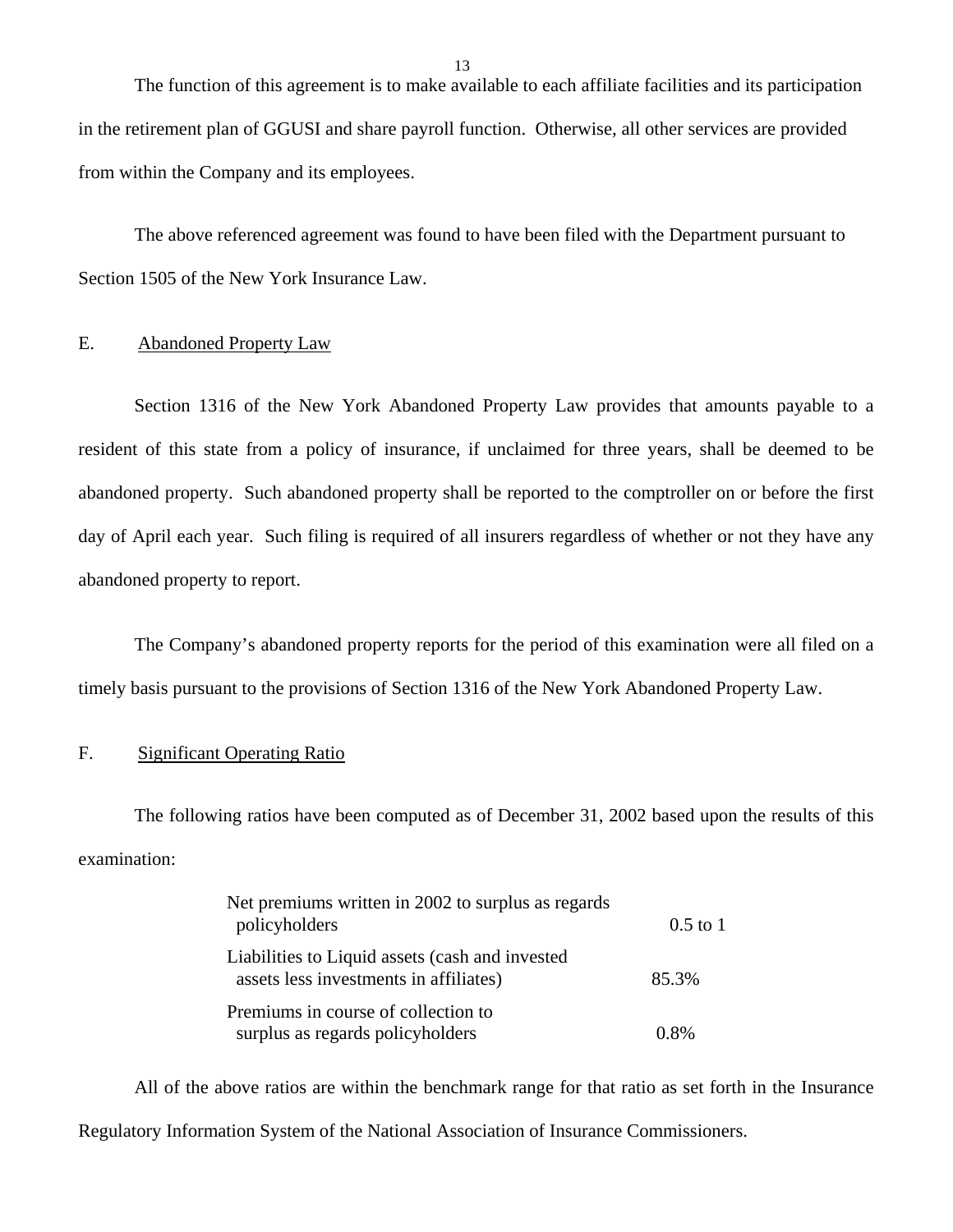The function of this agreement is to make available to each affiliate facilities and its participation in the retirement plan of GGUSI and share payroll function. Otherwise, all other services are provided from within the Company and its employees.

The above referenced agreement was found to have been filed with the Department pursuant to Section 1505 of the New York Insurance Law.

## E. Abandoned Property Law

Section 1316 of the New York Abandoned Property Law provides that amounts payable to a resident of this state from a policy of insurance, if unclaimed for three years, shall be deemed to be abandoned property. Such abandoned property shall be reported to the comptroller on or before the first day of April each year. Such filing is required of all insurers regardless of whether or not they have any abandoned property to report.

The Company's abandoned property reports for the period of this examination were all filed on a timely basis pursuant to the provisions of Section 1316 of the New York Abandoned Property Law.

## F. Significant Operating Ratio

The following ratios have been computed as of December 31, 2002 based upon the results of this examination:

| | |
|---|---|
| Net premiums written in 2002 to surplus as regards policyholders | 0.5 to 1 |
| Liabilities to Liquid assets (cash and invested assets less investments in affiliates) | 85.3% |
| Premiums in course of collection to surplus as regards policyholders | 0.8% |

All of the above ratios are within the benchmark range for that ratio as set forth in the Insurance Regulatory Information System of the National Association of Insurance Commissioners.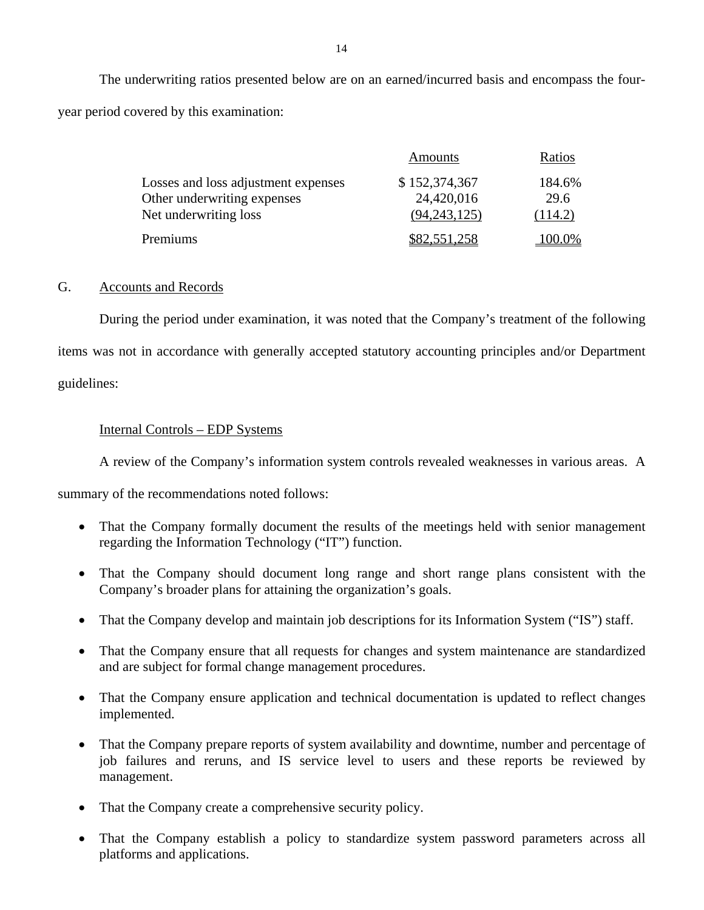The underwriting ratios presented below are on an earned/incurred basis and encompass the four-year period covered by this examination:

| | Amounts | Ratios |
|---|---|---|
| Losses and loss adjustment expenses | $ 152,374,367 | 184.6% |
| Other underwriting expenses | 24,420,016 | 29.6 |
| Net underwriting loss | (94,243,125) | (114.2) |
| Premiums | $82,551,258 | 100.0% |

## G. Accounts and Records

During the period under examination, it was noted that the Company's treatment of the following items was not in accordance with generally accepted statutory accounting principles and/or Department guidelines:

### Internal Controls – EDP Systems

A review of the Company's information system controls revealed weaknesses in various areas. A summary of the recommendations noted follows:

- That the Company formally document the results of the meetings held with senior management regarding the Information Technology ("IT") function.
- That the Company should document long range and short range plans consistent with the Company's broader plans for attaining the organization's goals.
- That the Company develop and maintain job descriptions for its Information System ("IS") staff.
- That the Company ensure that all requests for changes and system maintenance are standardized and are subject for formal change management procedures.
- That the Company ensure application and technical documentation is updated to reflect changes implemented.
- That the Company prepare reports of system availability and downtime, number and percentage of job failures and reruns, and IS service level to users and these reports be reviewed by management.
- That the Company create a comprehensive security policy.
- That the Company establish a policy to standardize system password parameters across all platforms and applications.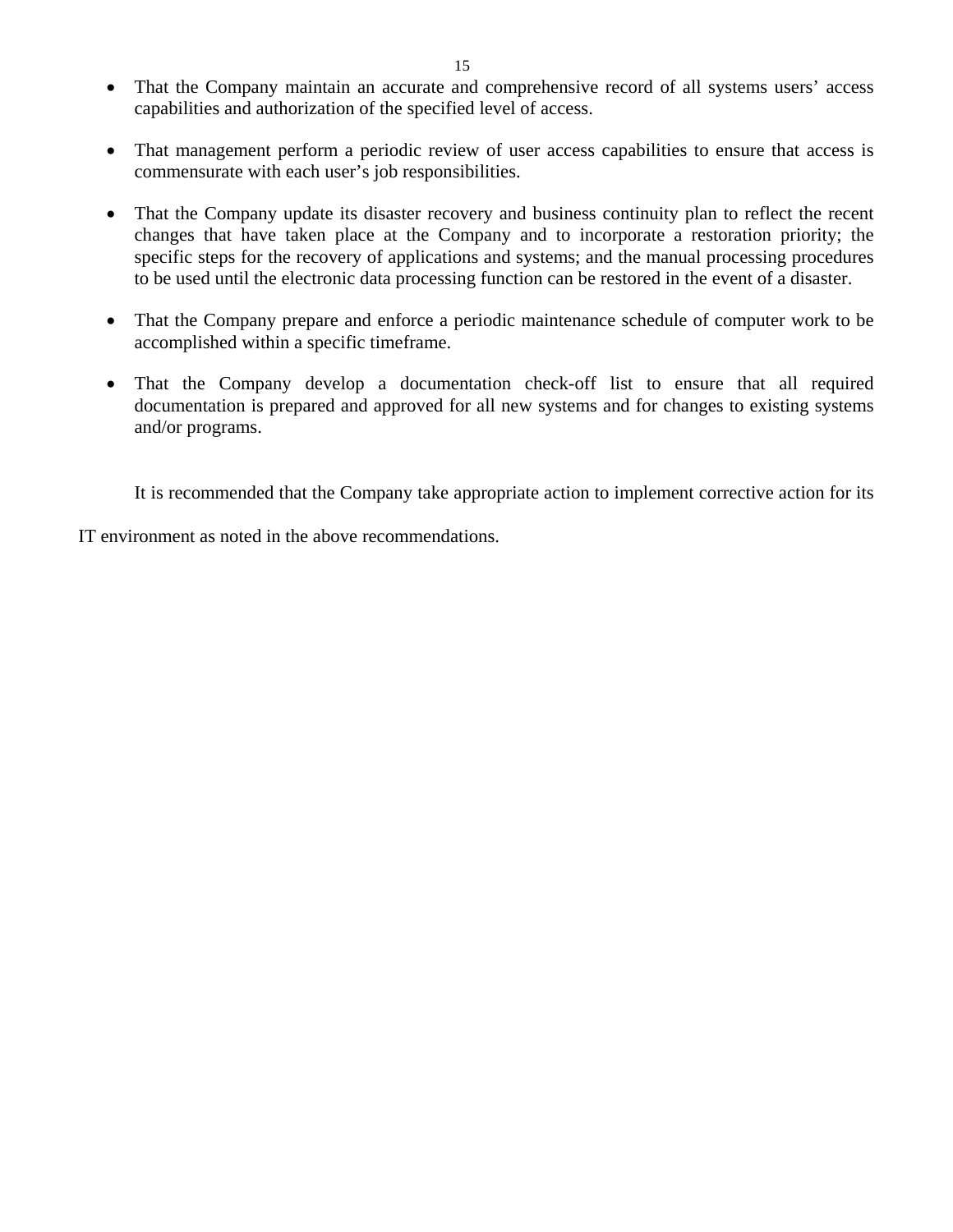- That the Company maintain an accurate and comprehensive record of all systems users' access capabilities and authorization of the specified level of access.

- That management perform a periodic review of user access capabilities to ensure that access is commensurate with each user's job responsibilities.

- That the Company update its disaster recovery and business continuity plan to reflect the recent changes that have taken place at the Company and to incorporate a restoration priority; the specific steps for the recovery of applications and systems; and the manual processing procedures to be used until the electronic data processing function can be restored in the event of a disaster.

- That the Company prepare and enforce a periodic maintenance schedule of computer work to be accomplished within a specific timeframe.

- That the Company develop a documentation check-off list to ensure that all required documentation is prepared and approved for all new systems and for changes to existing systems and/or programs.

It is recommended that the Company take appropriate action to implement corrective action for its IT environment as noted in the above recommendations.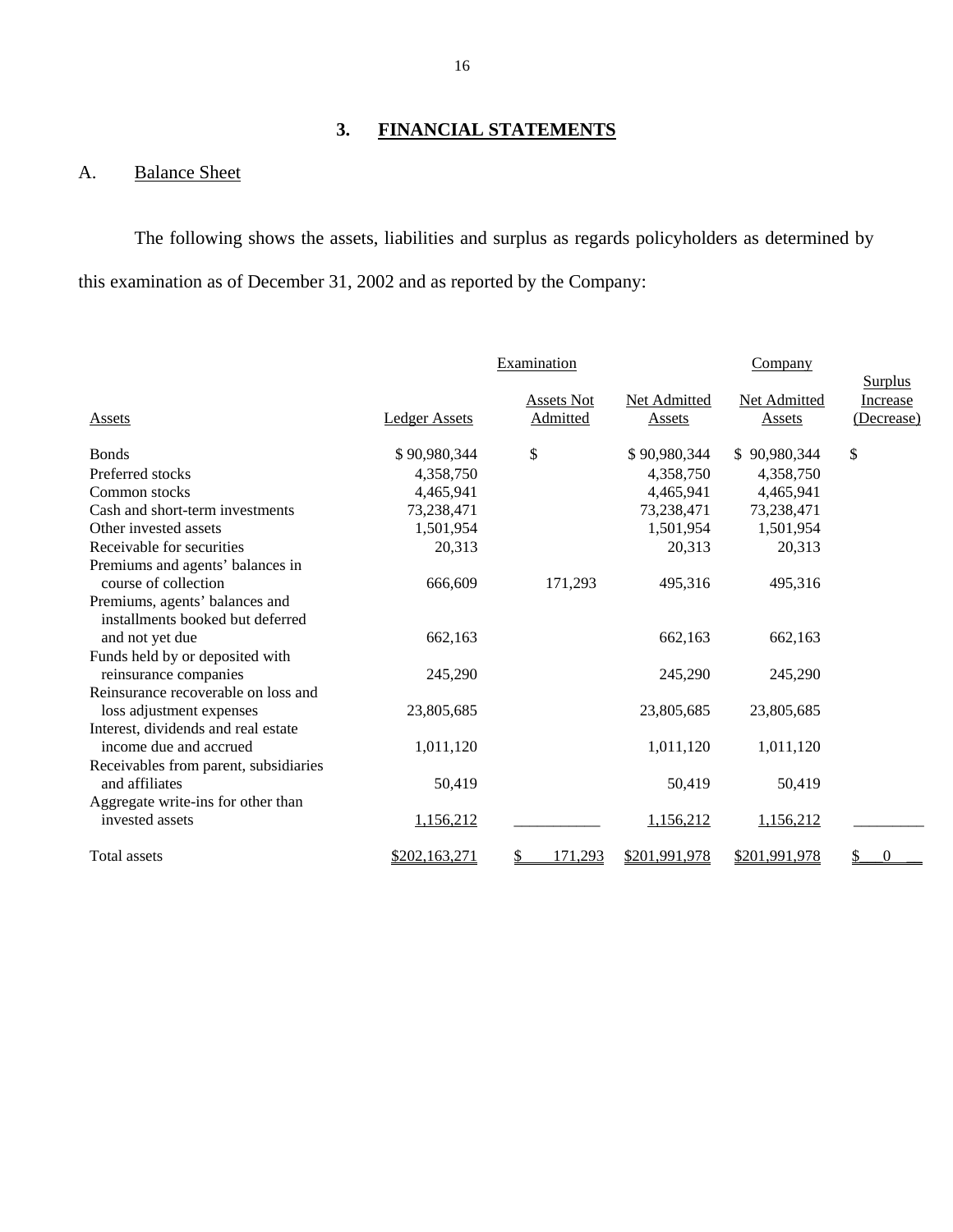## 3. FINANCIAL STATEMENTS

### A. Balance Sheet

The following shows the assets, liabilities and surplus as regards policyholders as determined by this examination as of December 31, 2002 and as reported by the Company:

| | Examination | | | Company | |
|---|---|---|---|---|---|
| Assets | Ledger Assets | Assets Not Admitted | Net Admitted Assets | Net Admitted Assets | Surplus Increase (Decrease) |
| Bonds | $ 90,980,344 | $ | $ 90,980,344 | $ 90,980,344 | $ |
| Preferred stocks | 4,358,750 | | 4,358,750 | 4,358,750 | |
| Common stocks | 4,465,941 | | 4,465,941 | 4,465,941 | |
| Cash and short-term investments | 73,238,471 | | 73,238,471 | 73,238,471 | |
| Other invested assets | 1,501,954 | | 1,501,954 | 1,501,954 | |
| Receivable for securities | 20,313 | | 20,313 | 20,313 | |
| Premiums and agents' balances in course of collection | 666,609 | 171,293 | 495,316 | 495,316 | |
| Premiums, agents' balances and installments booked but deferred and not yet due | 662,163 | | 662,163 | 662,163 | |
| Funds held by or deposited with reinsurance companies | 245,290 | | 245,290 | 245,290 | |
| Reinsurance recoverable on loss and loss adjustment expenses | 23,805,685 | | 23,805,685 | 23,805,685 | |
| Interest, dividends and real estate income due and accrued | 1,011,120 | | 1,011,120 | 1,011,120 | |
| Receivables from parent, subsidiaries and affiliates | 50,419 | | 50,419 | 50,419 | |
| Aggregate write-ins for other than invested assets | 1,156,212 | | 1,156,212 | 1,156,212 | |
| Total assets | $202,163,271 | $ 171,293 | $201,991,978 | $201,991,978 | $ 0 |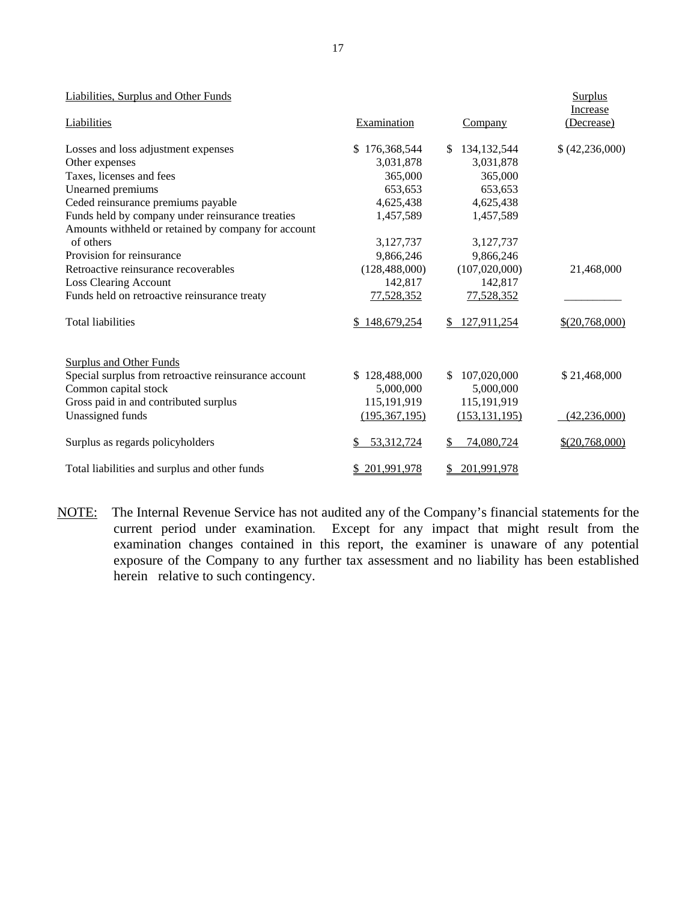| Liabilities, Surplus and Other Funds | | | Surplus |
|---|---|---|---|
| Liabilities | Examination | Company | Increase (Decrease) |
| Losses and loss adjustment expenses | $ 176,368,544 | $ 134,132,544 | $ (42,236,000) |
| Other expenses | 3,031,878 | 3,031,878 | |
| Taxes, licenses and fees | 365,000 | 365,000 | |
| Unearned premiums | 653,653 | 653,653 | |
| Ceded reinsurance premiums payable | 4,625,438 | 4,625,438 | |
| Funds held by company under reinsurance treaties | 1,457,589 | 1,457,589 | |
| Amounts withheld or retained by company for account of others | 3,127,737 | 3,127,737 | |
| Provision for reinsurance | 9,866,246 | 9,866,246 | |
| Retroactive reinsurance recoverables | (128,488,000) | (107,020,000) | 21,468,000 |
| Loss Clearing Account | 142,817 | 142,817 | |
| Funds held on retroactive reinsurance treaty | 77,528,352 | 77,528,352 | |
| Total liabilities | $ 148,679,254 | $ 127,911,254 | $(20,768,000) |
| | | | |
| Surplus and Other Funds | | | |
| Special surplus from retroactive reinsurance account | $ 128,488,000 | $ 107,020,000 | $ 21,468,000 |
| Common capital stock | 5,000,000 | 5,000,000 | |
| Gross paid in and contributed surplus | 115,191,919 | 115,191,919 | |
| Unassigned funds | (195,367,195) | (153,131,195) | (42,236,000) |
| Surplus as regards policyholders | $ 53,312,724 | $ 74,080,724 | $(20,768,000) |
| Total liabilities and surplus and other funds | $ 201,991,978 | $ 201,991,978 | |

NOTE: The Internal Revenue Service has not audited any of the Company's financial statements for the current period under examination. Except for any impact that might result from the examination changes contained in this report, the examiner is unaware of any potential exposure of the Company to any further tax assessment and no liability has been established herein relative to such contingency.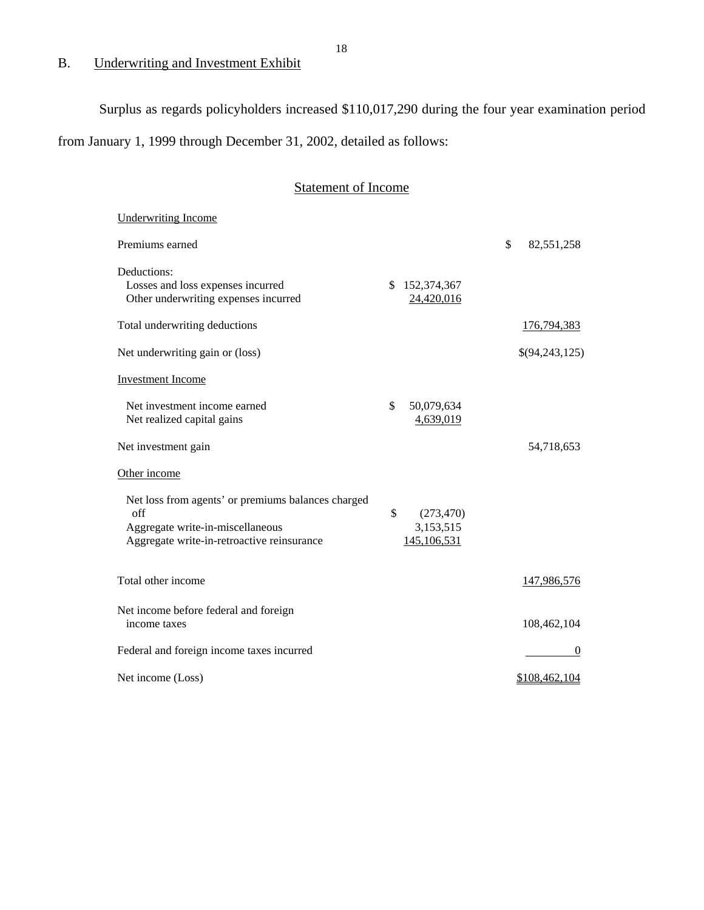## B. Underwriting and Investment Exhibit

Surplus as regards policyholders increased $110,017,290 during the four year examination period from January 1, 1999 through December 31, 2002, detailed as follows:

### Statement of Income

| | | |
|---|---|---|
| **Underwriting Income** | | |
| Premiums earned | | $ 82,551,258 |
| Deductions: | | |
| Losses and loss expenses incurred | $ 152,374,367 | |
| Other underwriting expenses incurred | 24,420,016 | |
| Total underwriting deductions | | 176,794,383 |
| Net underwriting gain or (loss) | | $(94,243,125) |
| **Investment Income** | | |
| Net investment income earned | $ 50,079,634 | |
| Net realized capital gains | 4,639,019 | |
| Net investment gain | | 54,718,653 |
| **Other income** | | |
| Net loss from agents' or premiums balances charged off | $ (273,470) | |
| Aggregate write-in-miscellaneous | 3,153,515 | |
| Aggregate write-in-retroactive reinsurance | 145,106,531 | |
| Total other income | | 147,986,576 |
| Net income before federal and foreign income taxes | | 108,462,104 |
| Federal and foreign income taxes incurred | | 0 |
| Net income (Loss) | | $108,462,104 |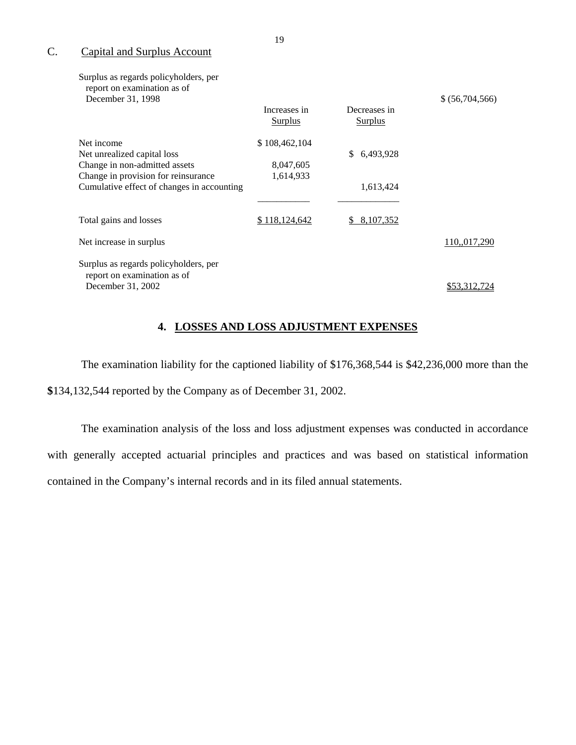## C. Capital and Surplus Account

| | Increases in Surplus | Decreases in Surplus | |
|---|---|---|---|
| Surplus as regards policyholders, per report on examination as of December 31, 1998 | | | $ (56,704,566) |
| Net income | $ 108,462,104 | | |
| Net unrealized capital loss | | $ 6,493,928 | |
| Change in non-admitted assets | 8,047,605 | | |
| Change in provision for reinsurance | 1,614,933 | | |
| Cumulative effect of changes in accounting | | 1,613,424 | |
| Total gains and losses | $ 118,124,642 | $ 8,107,352 | |
| Net increase in surplus | | | 110,,017,290 |
| Surplus as regards policyholders, per report on examination as of December 31, 2002 | | | $53,312,724 |

## 4. LOSSES AND LOSS ADJUSTMENT EXPENSES

The examination liability for the captioned liability of $176,368,544 is $42,236,000 more than the $134,132,544 reported by the Company as of December 31, 2002.

The examination analysis of the loss and loss adjustment expenses was conducted in accordance with generally accepted actuarial principles and practices and was based on statistical information contained in the Company's internal records and in its filed annual statements.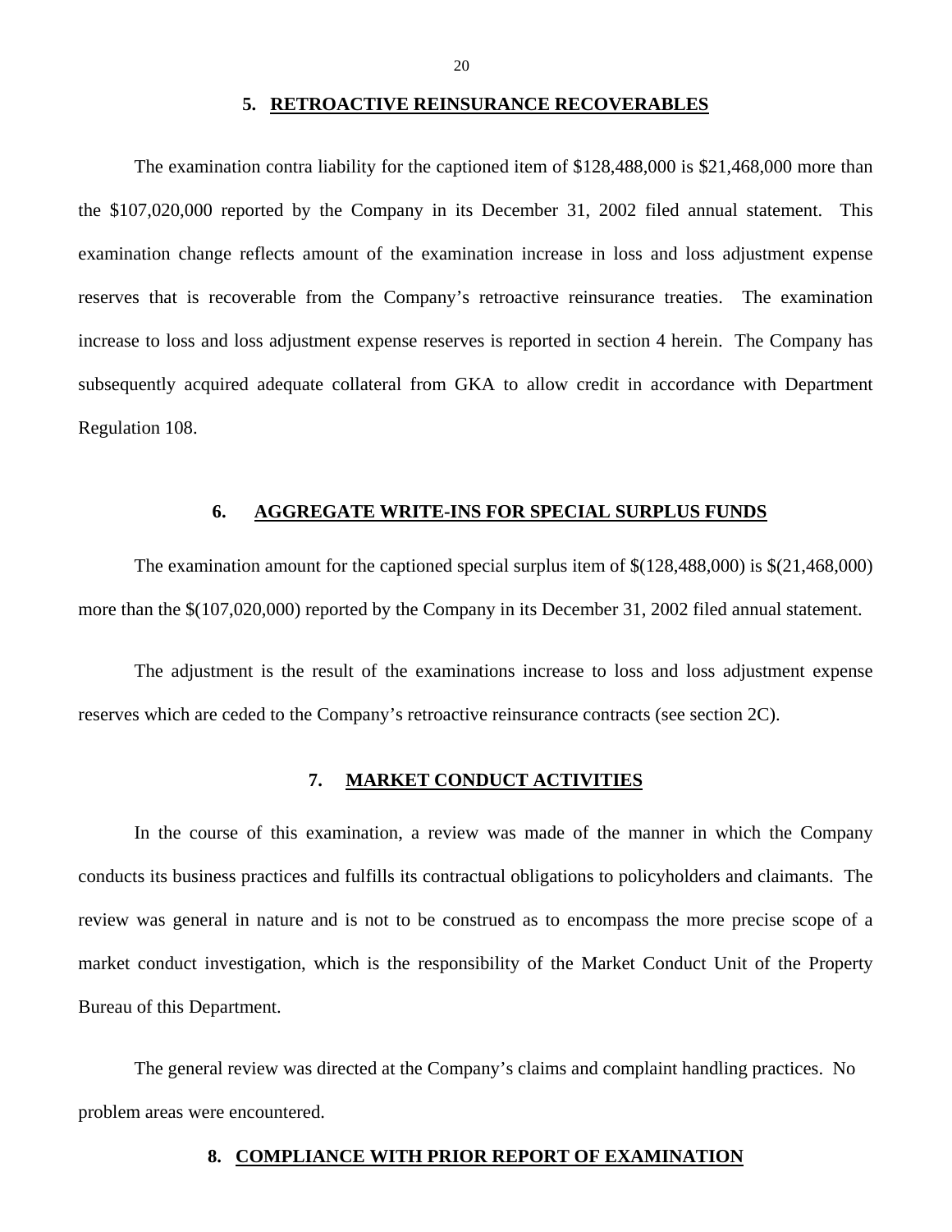## 5. RETROACTIVE REINSURANCE RECOVERABLES

The examination contra liability for the captioned item of $128,488,000 is $21,468,000 more than the $107,020,000 reported by the Company in its December 31, 2002 filed annual statement. This examination change reflects amount of the examination increase in loss and loss adjustment expense reserves that is recoverable from the Company's retroactive reinsurance treaties. The examination increase to loss and loss adjustment expense reserves is reported in section 4 herein. The Company has subsequently acquired adequate collateral from GKA to allow credit in accordance with Department Regulation 108.

## 6. AGGREGATE WRITE-INS FOR SPECIAL SURPLUS FUNDS

The examination amount for the captioned special surplus item of $(128,488,000) is $(21,468,000) more than the $(107,020,000) reported by the Company in its December 31, 2002 filed annual statement.

The adjustment is the result of the examinations increase to loss and loss adjustment expense reserves which are ceded to the Company's retroactive reinsurance contracts (see section 2C).

## 7. MARKET CONDUCT ACTIVITIES

In the course of this examination, a review was made of the manner in which the Company conducts its business practices and fulfills its contractual obligations to policyholders and claimants. The review was general in nature and is not to be construed as to encompass the more precise scope of a market conduct investigation, which is the responsibility of the Market Conduct Unit of the Property Bureau of this Department.

The general review was directed at the Company's claims and complaint handling practices. No problem areas were encountered.

## 8. COMPLIANCE WITH PRIOR REPORT OF EXAMINATION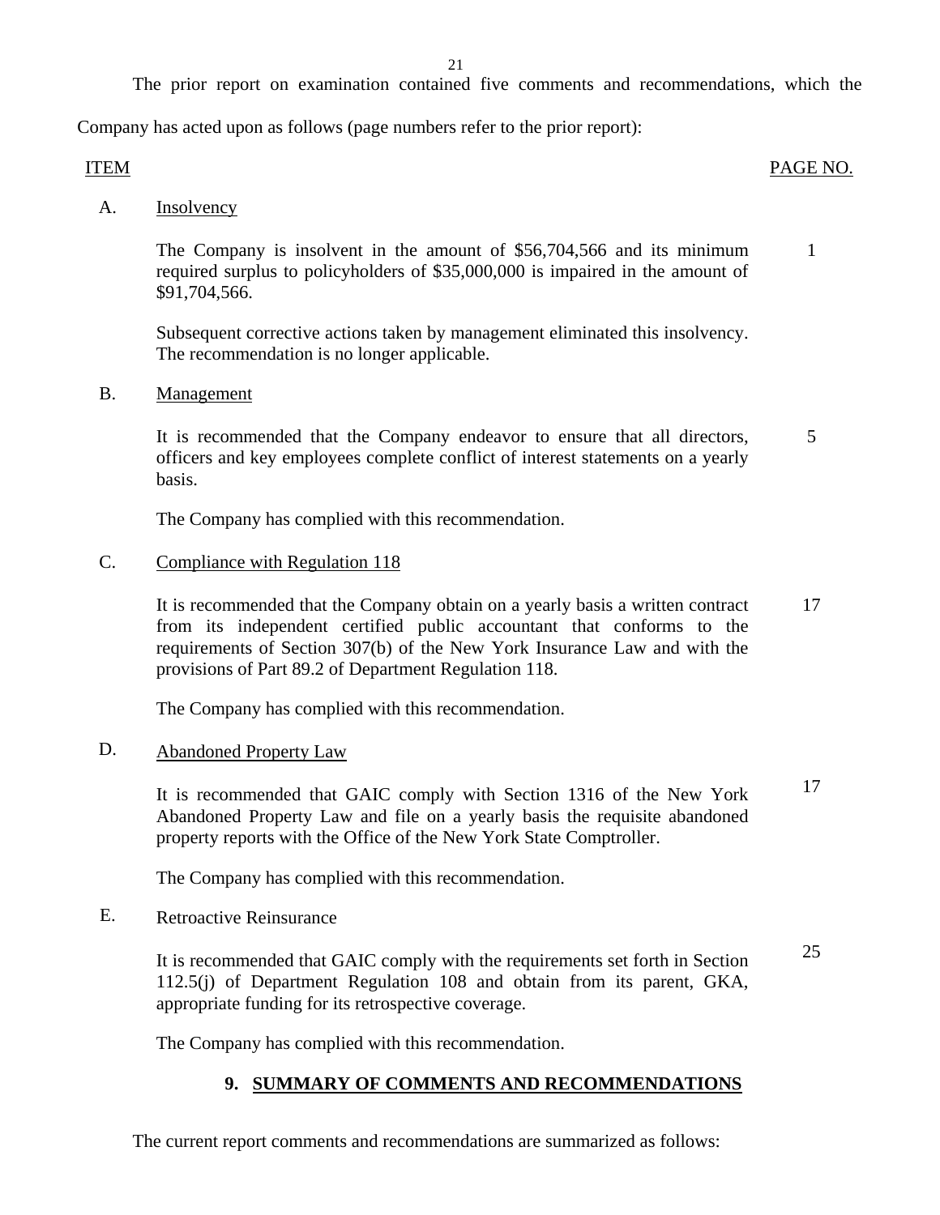The prior report on examination contained five comments and recommendations, which the Company has acted upon as follows (page numbers refer to the prior report):

| ITEM | | PAGE NO. |
|---|---|---|
| A. | Insolvency | |
| | The Company is insolvent in the amount of $56,704,566 and its minimum required surplus to policyholders of $35,000,000 is impaired in the amount of $91,704,566. | 1 |
| | Subsequent corrective actions taken by management eliminated this insolvency. The recommendation is no longer applicable. | |
| B. | Management | |
| | It is recommended that the Company endeavor to ensure that all directors, officers and key employees complete conflict of interest statements on a yearly basis. | 5 |
| | The Company has complied with this recommendation. | |
| C. | Compliance with Regulation 118 | |
| | It is recommended that the Company obtain on a yearly basis a written contract from its independent certified public accountant that conforms to the requirements of Section 307(b) of the New York Insurance Law and with the provisions of Part 89.2 of Department Regulation 118. | 17 |
| | The Company has complied with this recommendation. | |
| D. | Abandoned Property Law | |
| | It is recommended that GAIC comply with Section 1316 of the New York Abandoned Property Law and file on a yearly basis the requisite abandoned property reports with the Office of the New York State Comptroller. | 17 |
| | The Company has complied with this recommendation. | |
| E. | Retroactive Reinsurance | |
| | It is recommended that GAIC comply with the requirements set forth in Section 112.5(j) of Department Regulation 108 and obtain from its parent, GKA, appropriate funding for its retrospective coverage. | 25 |
| | The Company has complied with this recommendation. | |

## 9. SUMMARY OF COMMENTS AND RECOMMENDATIONS

The current report comments and recommendations are summarized as follows: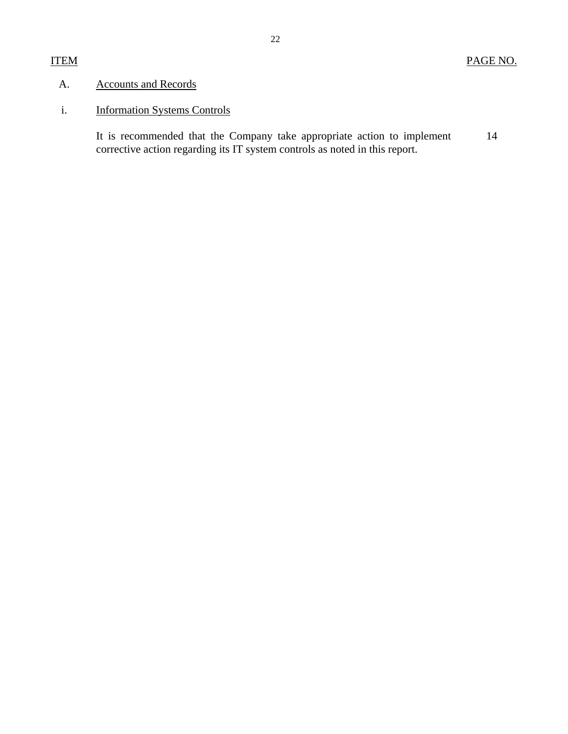| ITEM | | PAGE NO. |
|---|---|---|
| A. | Accounts and Records | |
| i. | Information Systems Controls | |
| | It is recommended that the Company take appropriate action to implement corrective action regarding its IT system controls as noted in this report. | 14 |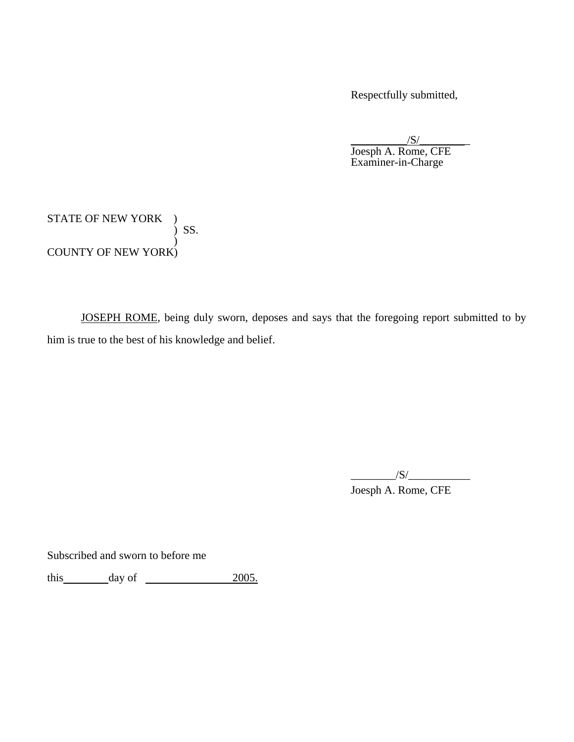Respectfully submitted,

__________/S/_________

Joesph A. Rome, CFE
Examiner-in-Charge

STATE OF NEW YORK )
) SS.
)
COUNTY OF NEW YORK)

JOSEPH ROME, being duly sworn, deposes and says that the foregoing report submitted to by him is true to the best of his knowledge and belief.

________/S/___________

Joesph A. Rome, CFE

Subscribed and sworn to before me

this________day of ________________2005.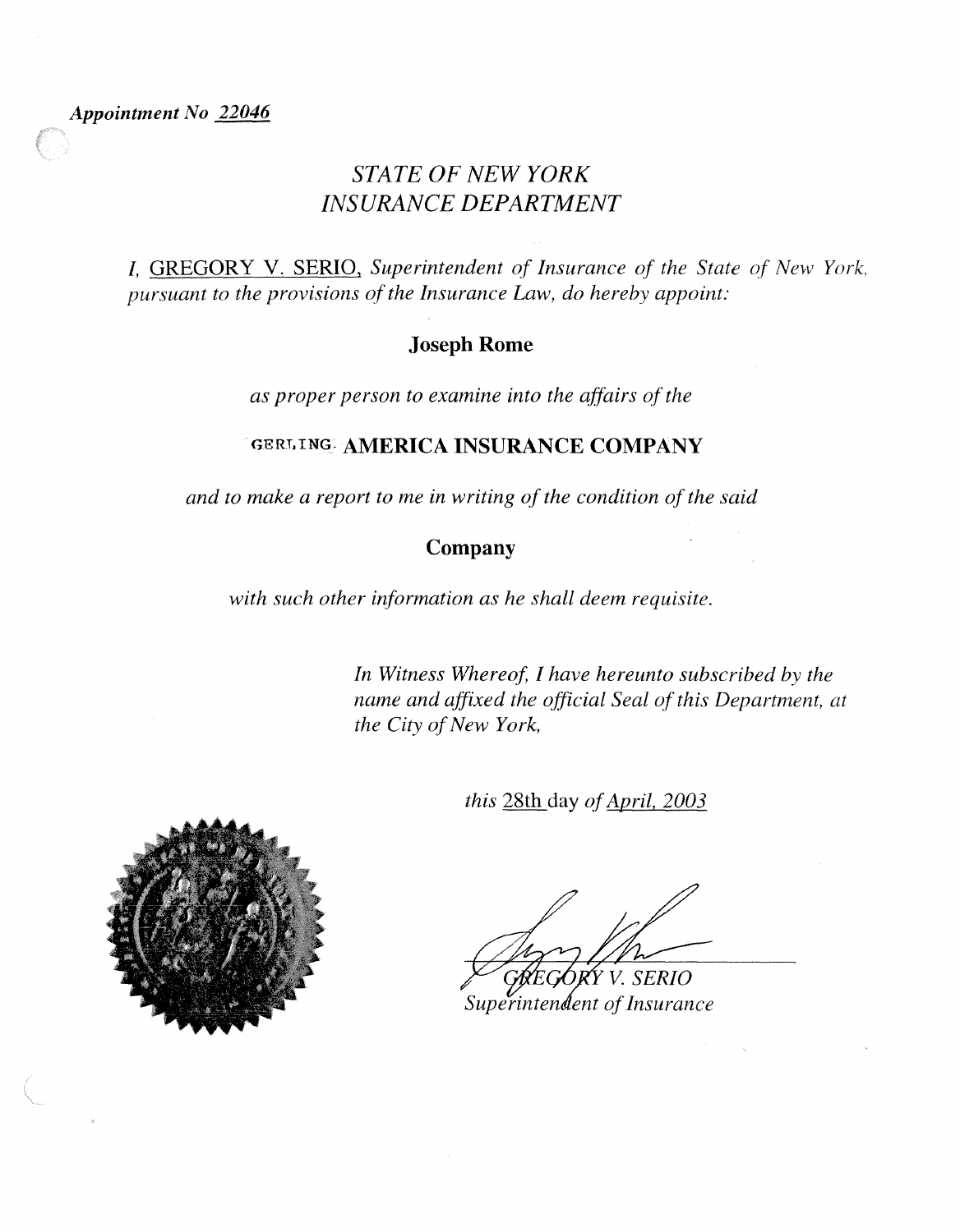*Appointment No* 22046

## *STATE OF NEW YORK*
## *INSURANCE DEPARTMENT*

*I,* GREGORY V. SERIO, *Superintendent of Insurance of the State of New York, pursuant to the provisions of the Insurance Law, do hereby appoint:*

**Joseph Rome**

*as proper person to examine into the affairs of the*

**GERLING AMERICA INSURANCE COMPANY**

*and to make a report to me in writing of the condition of the said*

**Company**

*with such other information as he shall deem requisite.*

*In Witness Whereof, I have hereunto subscribed by the name and affixed the official Seal of this Department, at the City of New York,*

*this* 28th day *of* April, 2003

*GREGORY V. SERIO*
*Superintendent of Insurance*